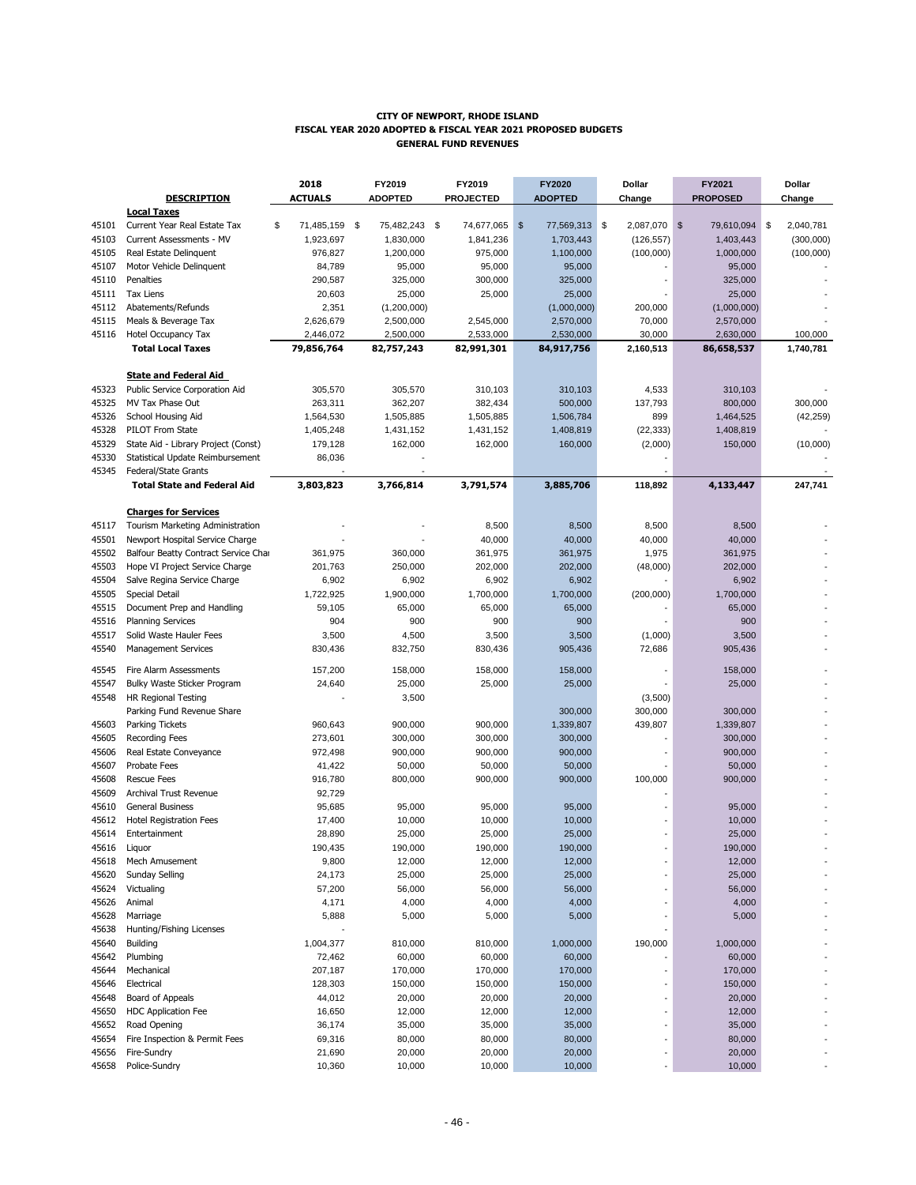# CITY OF NEWPORT, RHODE ISLAND
## FISCAL YEAR 2020 ADOPTED & FISCAL YEAR 2021 PROPOSED BUDGETS
## GENERAL FUND REVENUES

| | DESCRIPTION | 2018 ACTUALS | FY2019 ADOPTED | FY2019 PROJECTED | FY2020 ADOPTED | Dollar Change | FY2021 PROPOSED | Dollar Change |
|---|---|---|---|---|---|---|---|---|
| | **Local Taxes** | | | | | | | |
| 45101 | Current Year Real Estate Tax | $ 71,485,159 | $ 75,482,243 | $ 74,677,065 | $ 77,569,313 | $ 2,087,070 | $ 79,610,094 | $ 2,040,781 |
| 45103 | Current Assessments - MV | 1,923,697 | 1,830,000 | 1,841,236 | 1,703,443 | (126,557) | 1,403,443 | (300,000) |
| 45105 | Real Estate Delinquent | 976,827 | 1,200,000 | 975,000 | 1,100,000 | (100,000) | 1,000,000 | (100,000) |
| 45107 | Motor Vehicle Delinquent | 84,789 | 95,000 | 95,000 | 95,000 | - | 95,000 | - |
| 45110 | Penalties | 290,587 | 325,000 | 300,000 | 325,000 | - | 325,000 | - |
| 45111 | Tax Liens | 20,603 | 25,000 | 25,000 | 25,000 | - | 25,000 | - |
| 45112 | Abatements/Refunds | 2,351 | (1,200,000) | | (1,000,000) | 200,000 | (1,000,000) | - |
| 45115 | Meals & Beverage Tax | 2,626,679 | 2,500,000 | 2,545,000 | 2,570,000 | 70,000 | 2,570,000 | - |
| 45116 | Hotel Occupancy Tax | 2,446,072 | 2,500,000 | 2,533,000 | 2,530,000 | 30,000 | 2,630,000 | 100,000 |
| | **Total Local Taxes** | **79,856,764** | **82,757,243** | **82,991,301** | **84,917,756** | **2,160,513** | **86,658,537** | **1,740,781** |
| | **State and Federal Aid** | | | | | | | |
| 45323 | Public Service Corporation Aid | 305,570 | 305,570 | 310,103 | 310,103 | 4,533 | 310,103 | - |
| 45325 | MV Tax Phase Out | 263,311 | 362,207 | 382,434 | 500,000 | 137,793 | 800,000 | 300,000 |
| 45326 | School Housing Aid | 1,564,530 | 1,505,885 | 1,505,885 | 1,506,784 | 899 | 1,464,525 | (42,259) |
| 45328 | PILOT From State | 1,405,248 | 1,431,152 | 1,431,152 | 1,408,819 | (22,333) | 1,408,819 | - |
| 45329 | State Aid - Library Project (Const) | 179,128 | 162,000 | 162,000 | 160,000 | (2,000) | 150,000 | (10,000) |
| 45330 | Statistical Update Reimbursement | 86,036 | - | | | - | | - |
| 45345 | Federal/State Grants | - | - | | | - | | - |
| | **Total State and Federal Aid** | **3,803,823** | **3,766,814** | **3,791,574** | **3,885,706** | **118,892** | **4,133,447** | **247,741** |
| | **Charges for Services** | | | | | | | |
| 45117 | Tourism Marketing Administration | - | - | 8,500 | 8,500 | 8,500 | 8,500 | - |
| 45501 | Newport Hospital Service Charge | - | - | 40,000 | 40,000 | 40,000 | 40,000 | - |
| 45502 | Balfour Beatty Contract Service Char | 361,975 | 360,000 | 361,975 | 361,975 | 1,975 | 361,975 | - |
| 45503 | Hope VI Project Service Charge | 201,763 | 250,000 | 202,000 | 202,000 | (48,000) | 202,000 | - |
| 45504 | Salve Regina Service Charge | 6,902 | 6,902 | 6,902 | 6,902 | - | 6,902 | - |
| 45505 | Special Detail | 1,722,925 | 1,900,000 | 1,700,000 | 1,700,000 | (200,000) | 1,700,000 | - |
| 45515 | Document Prep and Handling | 59,105 | 65,000 | 65,000 | 65,000 | - | 65,000 | - |
| 45516 | Planning Services | 904 | 900 | 900 | 900 | - | 900 | - |
| 45517 | Solid Waste Hauler Fees | 3,500 | 4,500 | 3,500 | 3,500 | (1,000) | 3,500 | - |
| 45540 | Management Services | 830,436 | 832,750 | 830,436 | 905,436 | 72,686 | 905,436 | - |
| 45545 | Fire Alarm Assessments | 157,200 | 158,000 | 158,000 | 158,000 | - | 158,000 | - |
| 45547 | Bulky Waste Sticker Program | 24,640 | 25,000 | 25,000 | 25,000 | - | 25,000 | - |
| 45548 | HR Regional Testing | - | 3,500 | | | (3,500) | | - |
| | Parking Fund Revenue Share | | | | 300,000 | 300,000 | 300,000 | - |
| 45603 | Parking Tickets | 960,643 | 900,000 | 900,000 | 1,339,807 | 439,807 | 1,339,807 | - |
| 45605 | Recording Fees | 273,601 | 300,000 | 300,000 | 300,000 | - | 300,000 | - |
| 45606 | Real Estate Conveyance | 972,498 | 900,000 | 900,000 | 900,000 | - | 900,000 | - |
| 45607 | Probate Fees | 41,422 | 50,000 | 50,000 | 50,000 | - | 50,000 | - |
| 45608 | Rescue Fees | 916,780 | 800,000 | 900,000 | 900,000 | 100,000 | 900,000 | - |
| 45609 | Archival Trust Revenue | 92,729 | | | | - | | - |
| 45610 | General Business | 95,685 | 95,000 | 95,000 | 95,000 | - | 95,000 | - |
| 45612 | Hotel Registration Fees | 17,400 | 10,000 | 10,000 | 10,000 | - | 10,000 | - |
| 45614 | Entertainment | 28,890 | 25,000 | 25,000 | 25,000 | - | 25,000 | - |
| 45616 | Liquor | 190,435 | 190,000 | 190,000 | 190,000 | - | 190,000 | - |
| 45618 | Mech Amusement | 9,800 | 12,000 | 12,000 | 12,000 | - | 12,000 | - |
| 45620 | Sunday Selling | 24,173 | 25,000 | 25,000 | 25,000 | - | 25,000 | - |
| 45624 | Victualing | 57,200 | 56,000 | 56,000 | 56,000 | - | 56,000 | - |
| 45626 | Animal | 4,171 | 4,000 | 4,000 | 4,000 | - | 4,000 | - |
| 45628 | Marriage | 5,888 | 5,000 | 5,000 | 5,000 | - | 5,000 | - |
| 45638 | Hunting/Fishing Licenses | - | | | | - | | - |
| 45640 | Building | 1,004,377 | 810,000 | 810,000 | 1,000,000 | 190,000 | 1,000,000 | - |
| 45642 | Plumbing | 72,462 | 60,000 | 60,000 | 60,000 | - | 60,000 | - |
| 45644 | Mechanical | 207,187 | 170,000 | 170,000 | 170,000 | - | 170,000 | - |
| 45646 | Electrical | 128,303 | 150,000 | 150,000 | 150,000 | - | 150,000 | - |
| 45648 | Board of Appeals | 44,012 | 20,000 | 20,000 | 20,000 | - | 20,000 | - |
| 45650 | HDC Application Fee | 16,650 | 12,000 | 12,000 | 12,000 | - | 12,000 | - |
| 45652 | Road Opening | 36,174 | 35,000 | 35,000 | 35,000 | - | 35,000 | - |
| 45654 | Fire Inspection & Permit Fees | 69,316 | 80,000 | 80,000 | 80,000 | - | 80,000 | - |
| 45656 | Fire-Sundry | 21,690 | 20,000 | 20,000 | 20,000 | - | 20,000 | - |
| 45658 | Police-Sundry | 10,360 | 10,000 | 10,000 | 10,000 | - | 10,000 | - |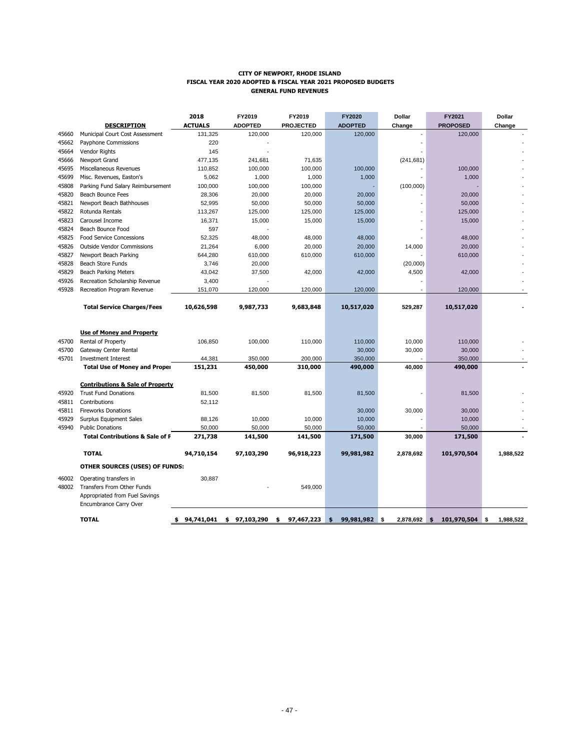**CITY OF NEWPORT, RHODE ISLAND**
**FISCAL YEAR 2020 ADOPTED & FISCAL YEAR 2021 PROPOSED BUDGETS**
**GENERAL FUND REVENUES**

| | DESCRIPTION | 2018 ACTUALS | FY2019 ADOPTED | FY2019 PROJECTED | FY2020 ADOPTED | Dollar Change | FY2021 PROPOSED | Dollar Change |
|---|---|---|---|---|---|---|---|---|
| 45660 | Municipal Court Cost Assessment | 131,325 | 120,000 | 120,000 | 120,000 | - | 120,000 | - |
| 45662 | Payphone Commissions | 220 | - | | | - | | - |
| 45664 | Vendor Rights | 145 | - | | | - | | - |
| 45666 | Newport Grand | 477,135 | 241,681 | 71,635 | | (241,681) | | - |
| 45695 | Miscellaneous Revenues | 110,852 | 100,000 | 100,000 | 100,000 | - | 100,000 | - |
| 45699 | Misc. Revenues, Easton's | 5,062 | 1,000 | 1,000 | 1,000 | - | 1,000 | - |
| 45808 | Parking Fund Salary Reimbursement | 100,000 | 100,000 | 100,000 | - | (100,000) | - | - |
| 45820 | Beach Bounce Fees | 28,306 | 20,000 | 20,000 | 20,000 | - | 20,000 | - |
| 45821 | Newport Beach Bathhouses | 52,995 | 50,000 | 50,000 | 50,000 | - | 50,000 | - |
| 45822 | Rotunda Rentals | 113,267 | 125,000 | 125,000 | 125,000 | - | 125,000 | - |
| 45823 | Carousel Income | 16,371 | 15,000 | 15,000 | 15,000 | - | 15,000 | - |
| 45824 | Beach Bounce Food | 597 | - | | | - | | - |
| 45825 | Food Service Concessions | 52,325 | 48,000 | 48,000 | 48,000 | - | 48,000 | - |
| 45826 | Outside Vendor Commissions | 21,264 | 6,000 | 20,000 | 20,000 | 14,000 | 20,000 | - |
| 45827 | Newport Beach Parking | 644,280 | 610,000 | 610,000 | 610,000 | - | 610,000 | - |
| 45828 | Beach Store Funds | 3,746 | 20,000 | | | (20,000) | | - |
| 45829 | Beach Parking Meters | 43,042 | 37,500 | 42,000 | 42,000 | 4,500 | 42,000 | - |
| 45926 | Recreation Scholarship Revenue | 3,400 | - | | | - | | - |
| 45928 | Recreation Program Revenue | 151,070 | 120,000 | 120,000 | 120,000 | - | 120,000 | - |
| | **Total Service Charges/Fees** | **10,626,598** | **9,987,733** | **9,683,848** | **10,517,020** | **529,287** | **10,517,020** | **-** |
| | **Use of Money and Property** | | | | | | | |
| 45700 | Rental of Property | 106,850 | 100,000 | 110,000 | 110,000 | 10,000 | 110,000 | - |
| 45700 | Gateway Center Rental | | | | 30,000 | 30,000 | 30,000 | - |
| 45701 | Investment Interest | 44,381 | 350,000 | 200,000 | 350,000 | - | 350,000 | - |
| | **Total Use of Money and Proper** | **151,231** | **450,000** | **310,000** | **490,000** | **40,000** | **490,000** | **-** |
| | **Contributions & Sale of Property** | | | | | | | |
| 45920 | Trust Fund Donations | 81,500 | 81,500 | 81,500 | 81,500 | - | 81,500 | - |
| 45811 | Contributions | 52,112 | | | | | | - |
| 45811 | Fireworks Donations | | | | 30,000 | 30,000 | 30,000 | - |
| 45929 | Surplus Equipment Sales | 88,126 | 10,000 | 10,000 | 10,000 | - | 10,000 | - |
| 45940 | Public Donations | 50,000 | 50,000 | 50,000 | 50,000 | - | 50,000 | - |
| | **Total Contributions & Sale of F** | **271,738** | **141,500** | **141,500** | **171,500** | **30,000** | **171,500** | **-** |
| | **TOTAL** | **94,710,154** | **97,103,290** | **96,918,223** | **99,981,982** | **2,878,692** | **101,970,504** | **1,988,522** |
| | **OTHER SOURCES (USES) OF FUNDS:** | | | | | | | |
| 46002 | Operating transfers in | 30,887 | | | | | | |
| 48002 | Transfers From Other Funds | | - | 549,000 | | | | |
| | Appropriated from Fuel Savings | | | | | | | |
| | Encumbrance Carry Over | | | | | | | |
| | **TOTAL** | **$ 94,741,041** | **$ 97,103,290** | **$ 97,467,223** | **$ 99,981,982** | **$ 2,878,692** | **$ 101,970,504** | **$ 1,988,522** |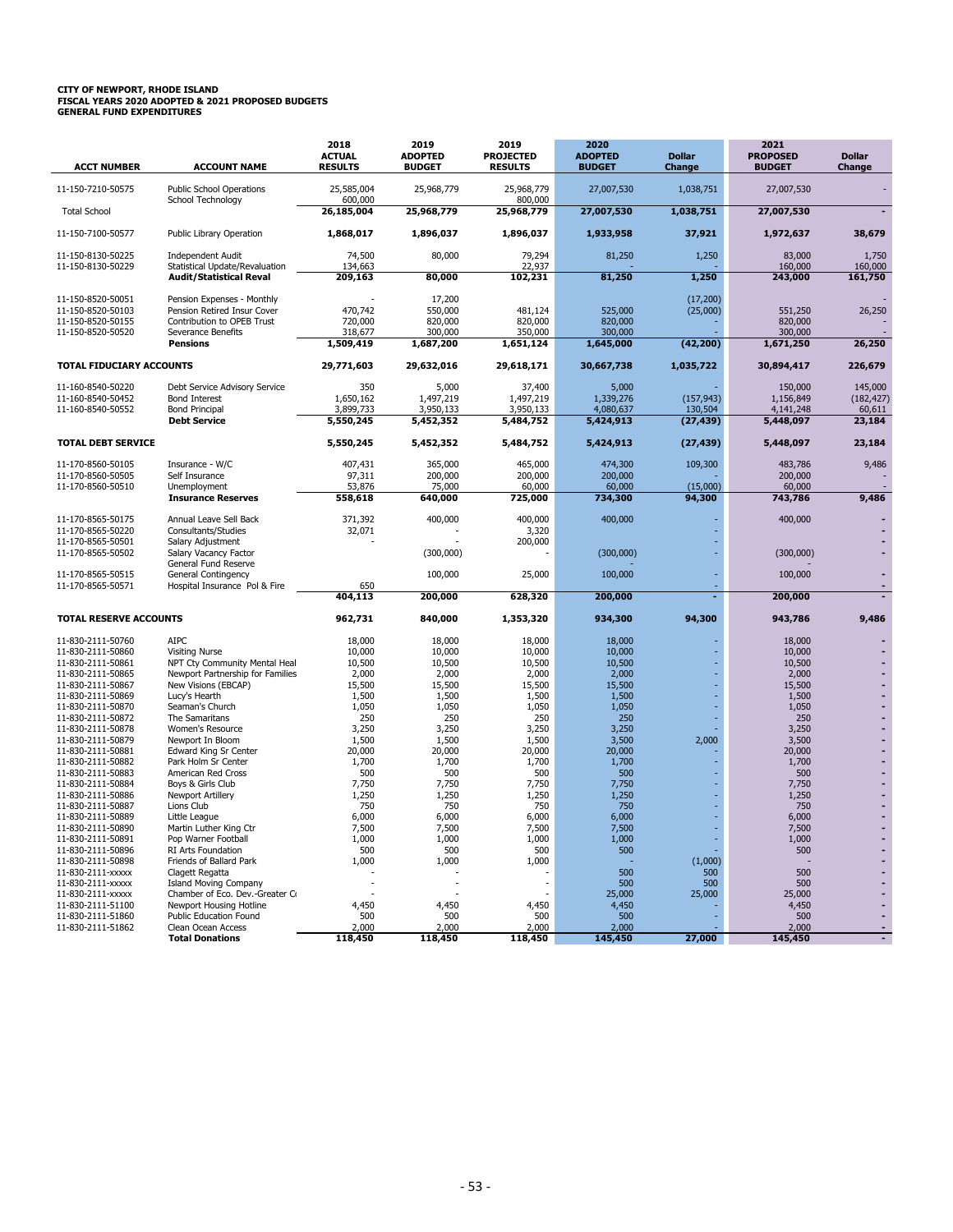**CITY OF NEWPORT, RHODE ISLAND**
**FISCAL YEARS 2020 ADOPTED & 2021 PROPOSED BUDGETS**
**GENERAL FUND EXPENDITURES**

| ACCT NUMBER | ACCOUNT NAME | 2018 ACTUAL RESULTS | 2019 ADOPTED BUDGET | 2019 PROJECTED RESULTS | 2020 ADOPTED BUDGET | Dollar Change | 2021 PROPOSED BUDGET | Dollar Change |
|---|---|---|---|---|---|---|---|---|
| 11-150-7210-50575 | Public School Operations | 25,585,004 | 25,968,779 | 25,968,779 | 27,007,530 | 1,038,751 | 27,007,530 | - |
| | School Technology | 600,000 | | 800,000 | | | | |
| Total School | | **26,185,004** | **25,968,779** | **25,968,779** | **27,007,530** | **1,038,751** | **27,007,530** | **-** |
| 11-150-7100-50577 | Public Library Operation | **1,868,017** | **1,896,037** | **1,896,037** | **1,933,958** | **37,921** | **1,972,637** | **38,679** |
| 11-150-8130-50225 | Independent Audit | 74,500 | 80,000 | 79,294 | 81,250 | 1,250 | 83,000 | 1,750 |
| 11-150-8130-50229 | Statistical Update/Revaluation | 134,663 | | 22,937 | - | - | 160,000 | 160,000 |
| | **Audit/Statistical Reval** | **209,163** | **80,000** | **102,231** | **81,250** | **1,250** | **243,000** | **161,750** |
| 11-150-8520-50051 | Pension Expenses - Monthly | - | 17,200 | | | (17,200) | | - |
| 11-150-8520-50103 | Pension Retired Insur Cover | 470,742 | 550,000 | 481,124 | 525,000 | (25,000) | 551,250 | 26,250 |
| 11-150-8520-50155 | Contribution to OPEB Trust | 720,000 | 820,000 | 820,000 | 820,000 | - | 820,000 | - |
| 11-150-8520-50520 | Severance Benefits | 318,677 | 300,000 | 350,000 | 300,000 | - | 300,000 | - |
| | **Pensions** | **1,509,419** | **1,687,200** | **1,651,124** | **1,645,000** | **(42,200)** | **1,671,250** | **26,250** |
| **TOTAL FIDUCIARY ACCOUNTS** | | **29,771,603** | **29,632,016** | **29,618,171** | **30,667,738** | **1,035,722** | **30,894,417** | **226,679** |
| 11-160-8540-50220 | Debt Service Advisory Service | 350 | 5,000 | 37,400 | 5,000 | - | 150,000 | 145,000 |
| 11-160-8540-50452 | Bond Interest | 1,650,162 | 1,497,219 | 1,497,219 | 1,339,276 | (157,943) | 1,156,849 | (182,427) |
| 11-160-8540-50552 | Bond Principal | 3,899,733 | 3,950,133 | 3,950,133 | 4,080,637 | 130,504 | 4,141,248 | 60,611 |
| | **Debt Service** | **5,550,245** | **5,452,352** | **5,484,752** | **5,424,913** | **(27,439)** | **5,448,097** | **23,184** |
| **TOTAL DEBT SERVICE** | | **5,550,245** | **5,452,352** | **5,484,752** | **5,424,913** | **(27,439)** | **5,448,097** | **23,184** |
| 11-170-8560-50105 | Insurance - W/C | 407,431 | 365,000 | 465,000 | 474,300 | 109,300 | 483,786 | 9,486 |
| 11-170-8560-50505 | Self Insurance | 97,311 | 200,000 | 200,000 | 200,000 | - | 200,000 | - |
| 11-170-8560-50510 | Unemployment | 53,876 | 75,000 | 60,000 | 60,000 | (15,000) | 60,000 | - |
| | **Insurance Reserves** | **558,618** | **640,000** | **725,000** | **734,300** | **94,300** | **743,786** | **9,486** |
| 11-170-8565-50175 | Annual Leave Sell Back | 371,392 | 400,000 | 400,000 | 400,000 | - | 400,000 | - |
| 11-170-8565-50220 | Consultants/Studies | 32,071 | - | 3,320 | | - | | - |
| 11-170-8565-50501 | Salary Adjustment | - | - | 200,000 | | - | | - |
| 11-170-8565-50502 | Salary Vacancy Factor | | (300,000) | - | (300,000) | - | (300,000) | - |
| | General Fund Reserve | | | | - | | - | |
| 11-170-8565-50515 | General Contingency | | 100,000 | 25,000 | 100,000 | - | 100,000 | - |
| 11-170-8565-50571 | Hospital Insurance Pol & Fire | 650 | | | | - | | - |
| | | **404,113** | **200,000** | **628,320** | **200,000** | **-** | **200,000** | **-** |
| **TOTAL RESERVE ACCOUNTS** | | **962,731** | **840,000** | **1,353,320** | **934,300** | **94,300** | **943,786** | **9,486** |
| 11-830-2111-50760 | AIPC | 18,000 | 18,000 | 18,000 | 18,000 | - | 18,000 | - |
| 11-830-2111-50860 | Visiting Nurse | 10,000 | 10,000 | 10,000 | 10,000 | - | 10,000 | - |
| 11-830-2111-50861 | NPT Cty Community Mental Heal | 10,500 | 10,500 | 10,500 | 10,500 | - | 10,500 | - |
| 11-830-2111-50865 | Newport Partnership for Families | 2,000 | 2,000 | 2,000 | 2,000 | - | 2,000 | - |
| 11-830-2111-50867 | New Visions (EBCAP) | 15,500 | 15,500 | 15,500 | 15,500 | - | 15,500 | - |
| 11-830-2111-50869 | Lucy's Hearth | 1,500 | 1,500 | 1,500 | 1,500 | - | 1,500 | - |
| 11-830-2111-50870 | Seaman's Church | 1,050 | 1,050 | 1,050 | 1,050 | - | 1,050 | - |
| 11-830-2111-50872 | The Samaritans | 250 | 250 | 250 | 250 | - | 250 | - |
| 11-830-2111-50878 | Women's Resource | 3,250 | 3,250 | 3,250 | 3,250 | - | 3,250 | - |
| 11-830-2111-50879 | Newport In Bloom | 1,500 | 1,500 | 1,500 | 3,500 | 2,000 | 3,500 | - |
| 11-830-2111-50881 | Edward King Sr Center | 20,000 | 20,000 | 20,000 | 20,000 | - | 20,000 | - |
| 11-830-2111-50882 | Park Holm Sr Center | 1,700 | 1,700 | 1,700 | 1,700 | - | 1,700 | - |
| 11-830-2111-50883 | American Red Cross | 500 | 500 | 500 | 500 | - | 500 | - |
| 11-830-2111-50884 | Boys & Girls Club | 7,750 | 7,750 | 7,750 | 7,750 | - | 7,750 | - |
| 11-830-2111-50886 | Newport Artillery | 1,250 | 1,250 | 1,250 | 1,250 | - | 1,250 | - |
| 11-830-2111-50887 | Lions Club | 750 | 750 | 750 | 750 | - | 750 | - |
| 11-830-2111-50889 | Little League | 6,000 | 6,000 | 6,000 | 6,000 | - | 6,000 | - |
| 11-830-2111-50890 | Martin Luther King Ctr | 7,500 | 7,500 | 7,500 | 7,500 | - | 7,500 | - |
| 11-830-2111-50891 | Pop Warner Football | 1,000 | 1,000 | 1,000 | 1,000 | - | 1,000 | - |
| 11-830-2111-50896 | RI Arts Foundation | 500 | 500 | 500 | 500 | - | 500 | - |
| 11-830-2111-50898 | Friends of Ballard Park | 1,000 | 1,000 | 1,000 | - | (1,000) | - | - |
| 11-830-2111-xxxxx | Clagett Regatta | - | - | - | 500 | 500 | 500 | - |
| 11-830-2111-xxxxx | Island Moving Company | - | - | - | 500 | 500 | 500 | - |
| 11-830-2111-xxxxx | Chamber of Eco. Dev.-Greater C | - | - | - | 25,000 | 25,000 | 25,000 | - |
| 11-830-2111-51100 | Newport Housing Hotline | 4,450 | 4,450 | 4,450 | 4,450 | - | 4,450 | - |
| 11-830-2111-51860 | Public Education Found | 500 | 500 | 500 | 500 | - | 500 | - |
| 11-830-2111-51862 | Clean Ocean Access | 2,000 | 2,000 | 2,000 | 2,000 | - | 2,000 | - |
| | **Total Donations** | **118,450** | **118,450** | **118,450** | **145,450** | **27,000** | **145,450** | **-** |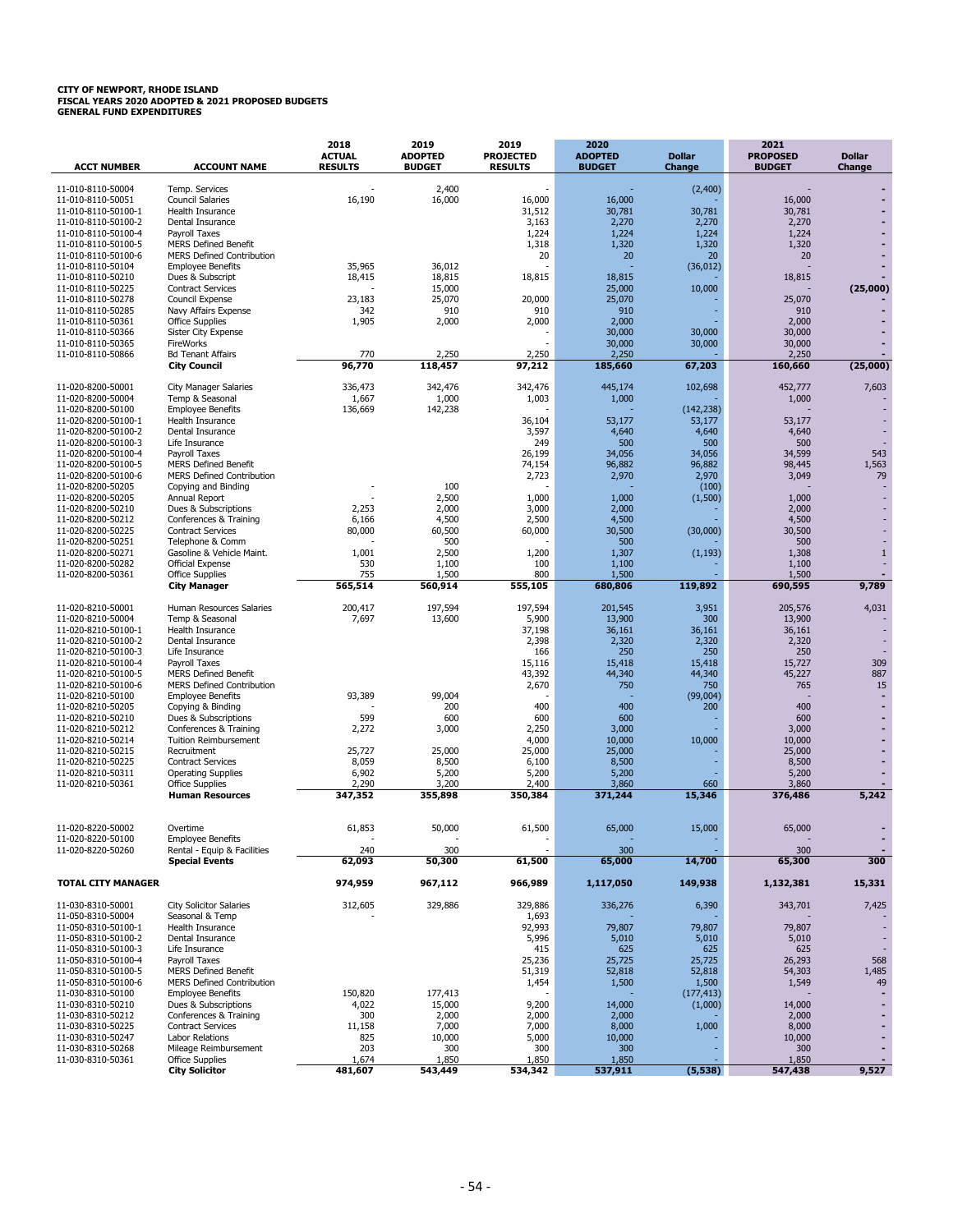**CITY OF NEWPORT, RHODE ISLAND**
**FISCAL YEARS 2020 ADOPTED & 2021 PROPOSED BUDGETS**
**GENERAL FUND EXPENDITURES**

| ACCT NUMBER | ACCOUNT NAME | 2018 ACTUAL RESULTS | 2019 ADOPTED BUDGET | 2019 PROJECTED RESULTS | 2020 ADOPTED BUDGET | Dollar Change | 2021 PROPOSED BUDGET | Dollar Change |
|---|---|---|---|---|---|---|---|---|
| 11-010-8110-50004 | Temp. Services | - | 2,400 | - | - | (2,400) | - | - |
| 11-010-8110-50051 | Council Salaries | 16,190 | 16,000 | 16,000 | 16,000 | - | 16,000 | - |
| 11-010-8110-50100-1 | Health Insurance | | | 31,512 | 30,781 | 30,781 | 30,781 | - |
| 11-010-8110-50100-2 | Dental Insurance | | | 3,163 | 2,270 | 2,270 | 2,270 | - |
| 11-010-8110-50100-4 | Payroll Taxes | | | 1,224 | 1,224 | 1,224 | 1,224 | - |
| 11-010-8110-50100-5 | MERS Defined Benefit | | | 1,318 | 1,320 | 1,320 | 1,320 | - |
| 11-010-8110-50100-6 | MERS Defined Contribution | | | 20 | 20 | 20 | 20 | - |
| 11-010-8110-50104 | Employee Benefits | 35,965 | 36,012 | - | - | (36,012) | - | - |
| 11-010-8110-50210 | Dues & Subscript | 18,415 | 18,815 | 18,815 | 18,815 | - | 18,815 | - |
| 11-010-8110-50225 | Contract Services | - | 15,000 | | 25,000 | 10,000 | - | (25,000) |
| 11-010-8110-50278 | Council Expense | 23,183 | 25,070 | 20,000 | 25,070 | - | 25,070 | - |
| 11-010-8110-50285 | Navy Affairs Expense | 342 | 910 | 910 | 910 | - | 910 | - |
| 11-010-8110-50361 | Office Supplies | 1,905 | 2,000 | 2,000 | 2,000 | - | 2,000 | - |
| 11-010-8110-50366 | Sister City Expense | | | - | 30,000 | 30,000 | 30,000 | - |
| 11-010-8110-50365 | FireWorks | | | - | 30,000 | 30,000 | 30,000 | - |
| 11-010-8110-50866 | Bd Tenant Affairs | 770 | 2,250 | 2,250 | 2,250 | - | 2,250 | - |
| | **City Council** | **96,770** | **118,457** | **97,212** | **185,660** | **67,203** | **160,660** | **(25,000)** |
| 11-020-8200-50001 | City Manager Salaries | 336,473 | 342,476 | 342,476 | 445,174 | 102,698 | 452,777 | 7,603 |
| 11-020-8200-50004 | Temp & Seasonal | 1,667 | 1,000 | 1,003 | 1,000 | - | 1,000 | - |
| 11-020-8200-50100 | Employee Benefits | 136,669 | 142,238 | - | - | (142,238) | - | - |
| 11-020-8200-50100-1 | Health Insurance | | | 36,104 | 53,177 | 53,177 | 53,177 | - |
| 11-020-8200-50100-2 | Dental Insurance | | | 3,597 | 4,640 | 4,640 | 4,640 | - |
| 11-020-8200-50100-3 | Life Insurance | | | 249 | 500 | 500 | 500 | - |
| 11-020-8200-50100-4 | Payroll Taxes | | | 26,199 | 34,056 | 34,056 | 34,599 | 543 |
| 11-020-8200-50100-5 | MERS Defined Benefit | | | 74,154 | 96,882 | 96,882 | 98,445 | 1,563 |
| 11-020-8200-50100-6 | MERS Defined Contribution | | | 2,723 | 2,970 | 2,970 | 3,049 | 79 |
| 11-020-8200-50205 | Copying and Binding | - | 100 | - | - | (100) | - | - |
| 11-020-8200-50205 | Annual Report | - | 2,500 | 1,000 | 1,000 | (1,500) | 1,000 | - |
| 11-020-8200-50210 | Dues & Subscriptions | 2,253 | 2,000 | 3,000 | 2,000 | - | 2,000 | - |
| 11-020-8200-50212 | Conferences & Training | 6,166 | 4,500 | 2,500 | 4,500 | - | 4,500 | - |
| 11-020-8200-50225 | Contract Services | 80,000 | 60,500 | 60,000 | 30,500 | (30,000) | 30,500 | - |
| 11-020-8200-50251 | Telephone & Comm | - | 500 | - | 500 | - | 500 | - |
| 11-020-8200-50271 | Gasoline & Vehicle Maint. | 1,001 | 2,500 | 1,200 | 1,307 | (1,193) | 1,308 | 1 |
| 11-020-8200-50282 | Official Expense | 530 | 1,100 | 100 | 1,100 | - | 1,100 | - |
| 11-020-8200-50361 | Office Supplies | 755 | 1,500 | 800 | 1,500 | - | 1,500 | - |
| | **City Manager** | **565,514** | **560,914** | **555,105** | **680,806** | **119,892** | **690,595** | **9,789** |
| 11-020-8210-50001 | Human Resources Salaries | 200,417 | 197,594 | 197,594 | 201,545 | 3,951 | 205,576 | 4,031 |
| 11-020-8210-50004 | Temp & Seasonal | 7,697 | 13,600 | 5,900 | 13,900 | 300 | 13,900 | - |
| 11-020-8210-50100-1 | Health Insurance | | | 37,198 | 36,161 | 36,161 | 36,161 | - |
| 11-020-8210-50100-2 | Dental Insurance | | | 2,398 | 2,320 | 2,320 | 2,320 | - |
| 11-020-8210-50100-3 | Life Insurance | | | 166 | 250 | 250 | 250 | - |
| 11-020-8210-50100-4 | Payroll Taxes | | | 15,116 | 15,418 | 15,418 | 15,727 | 309 |
| 11-020-8210-50100-5 | MERS Defined Benefit | | | 43,392 | 44,340 | 44,340 | 45,227 | 887 |
| 11-020-8210-50100-6 | MERS Defined Contribution | | | 2,670 | 750 | 750 | 765 | 15 |
| 11-020-8210-50100 | Employee Benefits | 93,389 | 99,004 | - | - | (99,004) | - | - |
| 11-020-8210-50205 | Copying & Binding | - | 200 | 400 | 400 | 200 | 400 | - |
| 11-020-8210-50210 | Dues & Subscriptions | 599 | 600 | 600 | 600 | - | 600 | - |
| 11-020-8210-50212 | Conferences & Training | 2,272 | 3,000 | 2,250 | 3,000 | - | 3,000 | - |
| 11-020-8210-50214 | Tuition Reimbursement | | | 4,000 | 10,000 | 10,000 | 10,000 | - |
| 11-020-8210-50215 | Recruitment | 25,727 | 25,000 | 25,000 | 25,000 | - | 25,000 | - |
| 11-020-8210-50225 | Contract Services | 8,059 | 8,500 | 6,100 | 8,500 | - | 8,500 | - |
| 11-020-8210-50311 | Operating Supplies | 6,902 | 5,200 | 5,200 | 5,200 | - | 5,200 | - |
| 11-020-8210-50361 | Office Supplies | 2,290 | 3,200 | 2,400 | 3,860 | 660 | 3,860 | - |
| | **Human Resources** | **347,352** | **355,898** | **350,384** | **371,244** | **15,346** | **376,486** | **5,242** |
| 11-020-8220-50002 | Overtime | 61,853 | 50,000 | 61,500 | 65,000 | 15,000 | 65,000 | - |
| 11-020-8220-50100 | Employee Benefits | - | - | | - | - | - | - |
| 11-020-8220-50260 | Rental - Equip & Facilities | 240 | 300 | - | 300 | - | 300 | - |
| | **Special Events** | **62,093** | **50,300** | **61,500** | **65,000** | **14,700** | **65,300** | **300** |
| **TOTAL CITY MANAGER** | | **974,959** | **967,112** | **966,989** | **1,117,050** | **149,938** | **1,132,381** | **15,331** |
| 11-030-8310-50001 | City Solicitor Salaries | 312,605 | 329,886 | 329,886 | 336,276 | 6,390 | 343,701 | 7,425 |
| 11-050-8310-50004 | Seasonal & Temp | - | | 1,693 | - | - | - | - |
| 11-050-8310-50100-1 | Health Insurance | | | 92,993 | 79,807 | 79,807 | 79,807 | - |
| 11-050-8310-50100-2 | Dental Insurance | | | 5,996 | 5,010 | 5,010 | 5,010 | - |
| 11-050-8310-50100-3 | Life Insurance | | | 415 | 625 | 625 | 625 | - |
| 11-050-8310-50100-4 | Payroll Taxes | | | 25,236 | 25,725 | 25,725 | 26,293 | 568 |
| 11-050-8310-50100-5 | MERS Defined Benefit | | | 51,319 | 52,818 | 52,818 | 54,303 | 1,485 |
| 11-050-8310-50100-6 | MERS Defined Contribution | | | 1,454 | 1,500 | 1,500 | 1,549 | 49 |
| 11-030-8310-50100 | Employee Benefits | 150,820 | 177,413 | - | - | (177,413) | - | - |
| 11-030-8310-50210 | Dues & Subscriptions | 4,022 | 15,000 | 9,200 | 14,000 | (1,000) | 14,000 | - |
| 11-030-8310-50212 | Conferences & Training | 300 | 2,000 | 2,000 | 2,000 | - | 2,000 | - |
| 11-030-8310-50225 | Contract Services | 11,158 | 7,000 | 7,000 | 8,000 | 1,000 | 8,000 | - |
| 11-030-8310-50247 | Labor Relations | 825 | 10,000 | 5,000 | 10,000 | - | 10,000 | - |
| 11-030-8310-50268 | Mileage Reimbursement | 203 | 300 | 300 | 300 | - | 300 | - |
| 11-030-8310-50361 | Office Supplies | 1,674 | 1,850 | 1,850 | 1,850 | - | 1,850 | - |
| | **City Solicitor** | **481,607** | **543,449** | **534,342** | **537,911** | **(5,538)** | **547,438** | **9,527** |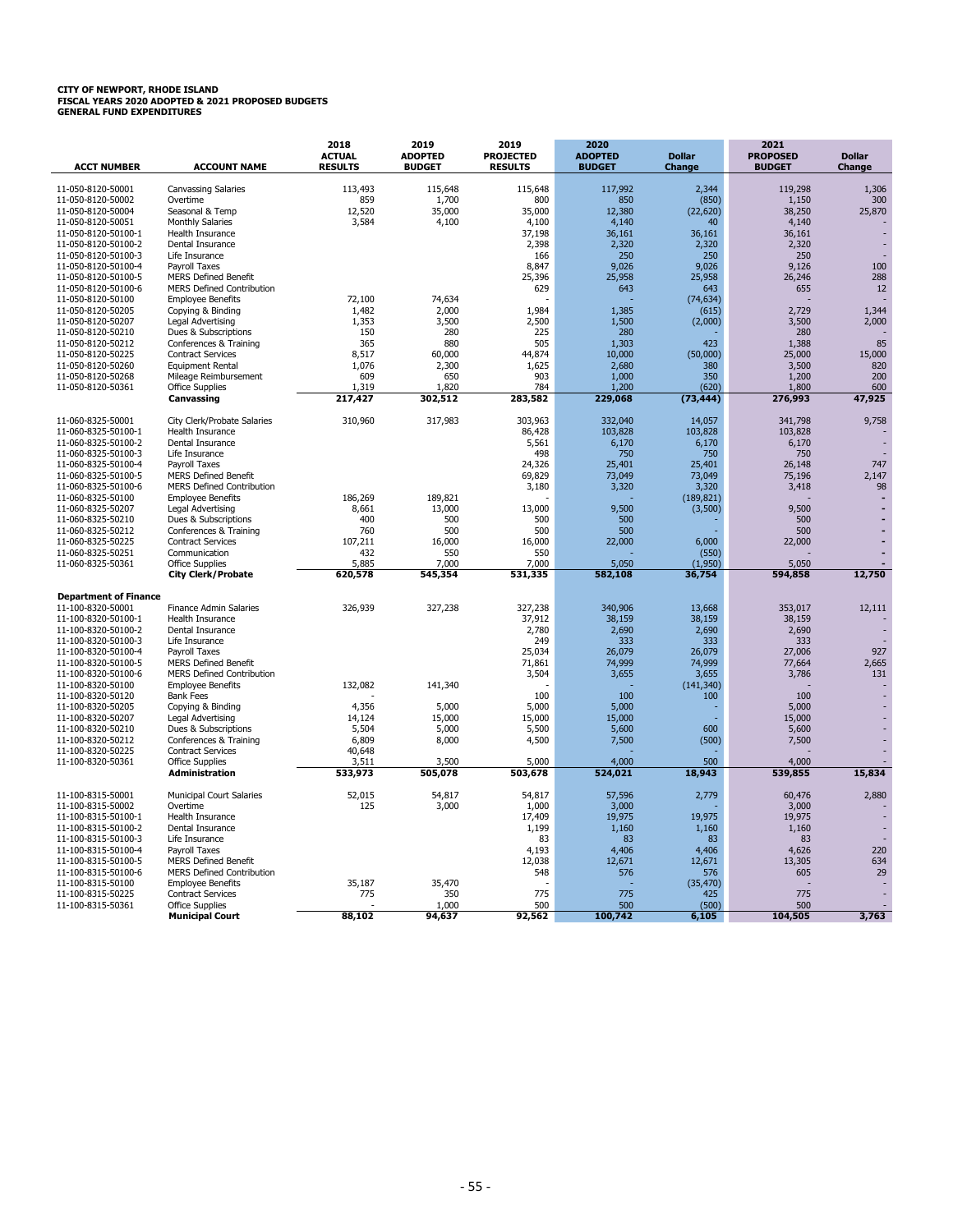**CITY OF NEWPORT, RHODE ISLAND**
**FISCAL YEARS 2020 ADOPTED & 2021 PROPOSED BUDGETS**
**GENERAL FUND EXPENDITURES**

| ACCT NUMBER | ACCOUNT NAME | 2018 ACTUAL RESULTS | 2019 ADOPTED BUDGET | 2019 PROJECTED RESULTS | 2020 ADOPTED BUDGET | Dollar Change | 2021 PROPOSED BUDGET | Dollar Change |
|---|---|---|---|---|---|---|---|---|
| 11-050-8120-50001 | Canvassing Salaries | 113,493 | 115,648 | 115,648 | 117,992 | 2,344 | 119,298 | 1,306 |
| 11-050-8120-50002 | Overtime | 859 | 1,700 | 800 | 850 | (850) | 1,150 | 300 |
| 11-050-8120-50004 | Seasonal & Temp | 12,520 | 35,000 | 35,000 | 12,380 | (22,620) | 38,250 | 25,870 |
| 11-050-8120-50051 | Monthly Salaries | 3,584 | 4,100 | 4,100 | 4,140 | 40 | 4,140 | - |
| 11-050-8120-50100-1 | Health Insurance | | | 37,198 | 36,161 | 36,161 | 36,161 | - |
| 11-050-8120-50100-2 | Dental Insurance | | | 2,398 | 2,320 | 2,320 | 2,320 | - |
| 11-050-8120-50100-3 | Life Insurance | | | 166 | 250 | 250 | 250 | - |
| 11-050-8120-50100-4 | Payroll Taxes | | | 8,847 | 9,026 | 9,026 | 9,126 | 100 |
| 11-050-8120-50100-5 | MERS Defined Benefit | | | 25,396 | 25,958 | 25,958 | 26,246 | 288 |
| 11-050-8120-50100-6 | MERS Defined Contribution | | | 629 | 643 | 643 | 655 | 12 |
| 11-050-8120-50100 | Employee Benefits | 72,100 | 74,634 | - | - | (74,634) | - | - |
| 11-050-8120-50205 | Copying & Binding | 1,482 | 2,000 | 1,984 | 1,385 | (615) | 2,729 | 1,344 |
| 11-050-8120-50207 | Legal Advertising | 1,353 | 3,500 | 2,500 | 1,500 | (2,000) | 3,500 | 2,000 |
| 11-050-8120-50210 | Dues & Subscriptions | 150 | 280 | 225 | 280 | - | 280 | - |
| 11-050-8120-50212 | Conferences & Training | 365 | 880 | 505 | 1,303 | 423 | 1,388 | 85 |
| 11-050-8120-50225 | Contract Services | 8,517 | 60,000 | 44,874 | 10,000 | (50,000) | 25,000 | 15,000 |
| 11-050-8120-50260 | Equipment Rental | 1,076 | 2,300 | 1,625 | 2,680 | 380 | 3,500 | 820 |
| 11-050-8120-50268 | Mileage Reimbursement | 609 | 650 | 903 | 1,000 | 350 | 1,200 | 200 |
| 11-050-8120-50361 | Office Supplies | 1,319 | 1,820 | 784 | 1,200 | (620) | 1,800 | 600 |
| | **Canvassing** | **217,427** | **302,512** | **283,582** | **229,068** | **(73,444)** | **276,993** | **47,925** |
| | | | | | | | | |
| 11-060-8325-50001 | City Clerk/Probate Salaries | 310,960 | 317,983 | 303,963 | 332,040 | 14,057 | 341,798 | 9,758 |
| 11-060-8325-50100-1 | Health Insurance | | | 86,428 | 103,828 | 103,828 | 103,828 | - |
| 11-060-8325-50100-2 | Dental Insurance | | | 5,561 | 6,170 | 6,170 | 6,170 | - |
| 11-060-8325-50100-3 | Life Insurance | | | 498 | 750 | 750 | 750 | - |
| 11-060-8325-50100-4 | Payroll Taxes | | | 24,326 | 25,401 | 25,401 | 26,148 | 747 |
| 11-060-8325-50100-5 | MERS Defined Benefit | | | 69,829 | 73,049 | 73,049 | 75,196 | 2,147 |
| 11-060-8325-50100-6 | MERS Defined Contribution | | | 3,180 | 3,320 | 3,320 | 3,418 | 98 |
| 11-060-8325-50100 | Employee Benefits | 186,269 | 189,821 | - | - | (189,821) | - | - |
| 11-060-8325-50207 | Legal Advertising | 8,661 | 13,000 | 13,000 | 9,500 | (3,500) | 9,500 | - |
| 11-060-8325-50210 | Dues & Subscriptions | 400 | 500 | 500 | 500 | - | 500 | - |
| 11-060-8325-50212 | Conferences & Training | 760 | 500 | 500 | 500 | - | 500 | - |
| 11-060-8325-50225 | Contract Services | 107,211 | 16,000 | 16,000 | 22,000 | 6,000 | 22,000 | - |
| 11-060-8325-50251 | Communication | 432 | 550 | 550 | - | (550) | - | - |
| 11-060-8325-50361 | Office Supplies | 5,885 | 7,000 | 7,000 | 5,050 | (1,950) | 5,050 | - |
| | **City Clerk/Probate** | **620,578** | **545,354** | **531,335** | **582,108** | **36,754** | **594,858** | **12,750** |
| | | | | | | | | |
| **Department of Finance** | | | | | | | | |
| 11-100-8320-50001 | Finance Admin Salaries | 326,939 | 327,238 | 327,238 | 340,906 | 13,668 | 353,017 | 12,111 |
| 11-100-8320-50100-1 | Health Insurance | | | 37,912 | 38,159 | 38,159 | 38,159 | - |
| 11-100-8320-50100-2 | Dental Insurance | | | 2,780 | 2,690 | 2,690 | 2,690 | - |
| 11-100-8320-50100-3 | Life Insurance | | | 249 | 333 | 333 | 333 | - |
| 11-100-8320-50100-4 | Payroll Taxes | | | 25,034 | 26,079 | 26,079 | 27,006 | 927 |
| 11-100-8320-50100-5 | MERS Defined Benefit | | | 71,861 | 74,999 | 74,999 | 77,664 | 2,665 |
| 11-100-8320-50100-6 | MERS Defined Contribution | | | 3,504 | 3,655 | 3,655 | 3,786 | 131 |
| 11-100-8320-50100 | Employee Benefits | 132,082 | 141,340 | - | - | (141,340) | - | - |
| 11-100-8320-50120 | Bank Fees | - | | 100 | 100 | 100 | 100 | - |
| 11-100-8320-50205 | Copying & Binding | 4,356 | 5,000 | 5,000 | 5,000 | - | 5,000 | - |
| 11-100-8320-50207 | Legal Advertising | 14,124 | 15,000 | 15,000 | 15,000 | - | 15,000 | - |
| 11-100-8320-50210 | Dues & Subscriptions | 5,504 | 5,000 | 5,500 | 5,600 | 600 | 5,600 | - |
| 11-100-8320-50212 | Conferences & Training | 6,809 | 8,000 | 4,500 | 7,500 | (500) | 7,500 | - |
| 11-100-8320-50225 | Contract Services | 40,648 | | | - | - | - | - |
| 11-100-8320-50361 | Office Supplies | 3,511 | 3,500 | 5,000 | 4,000 | 500 | 4,000 | - |
| | **Administration** | **533,973** | **505,078** | **503,678** | **524,021** | **18,943** | **539,855** | **15,834** |
| | | | | | | | | |
| 11-100-8315-50001 | Municipal Court Salaries | 52,015 | 54,817 | 54,817 | 57,596 | 2,779 | 60,476 | 2,880 |
| 11-100-8315-50002 | Overtime | 125 | 3,000 | 1,000 | 3,000 | - | 3,000 | - |
| 11-100-8315-50100-1 | Health Insurance | | | 17,409 | 19,975 | 19,975 | 19,975 | - |
| 11-100-8315-50100-2 | Dental Insurance | | | 1,199 | 1,160 | 1,160 | 1,160 | - |
| 11-100-8315-50100-3 | Life Insurance | | | 83 | 83 | 83 | 83 | - |
| 11-100-8315-50100-4 | Payroll Taxes | | | 4,193 | 4,406 | 4,406 | 4,626 | 220 |
| 11-100-8315-50100-5 | MERS Defined Benefit | | | 12,038 | 12,671 | 12,671 | 13,305 | 634 |
| 11-100-8315-50100-6 | MERS Defined Contribution | | | 548 | 576 | 576 | 605 | 29 |
| 11-100-8315-50100 | Employee Benefits | 35,187 | 35,470 | - | - | (35,470) | - | - |
| 11-100-8315-50225 | Contract Services | 775 | 350 | 775 | 775 | 425 | 775 | - |
| 11-100-8315-50361 | Office Supplies | - | 1,000 | 500 | 500 | (500) | 500 | - |
| | **Municipal Court** | **88,102** | **94,637** | **92,562** | **100,742** | **6,105** | **104,505** | **3,763** |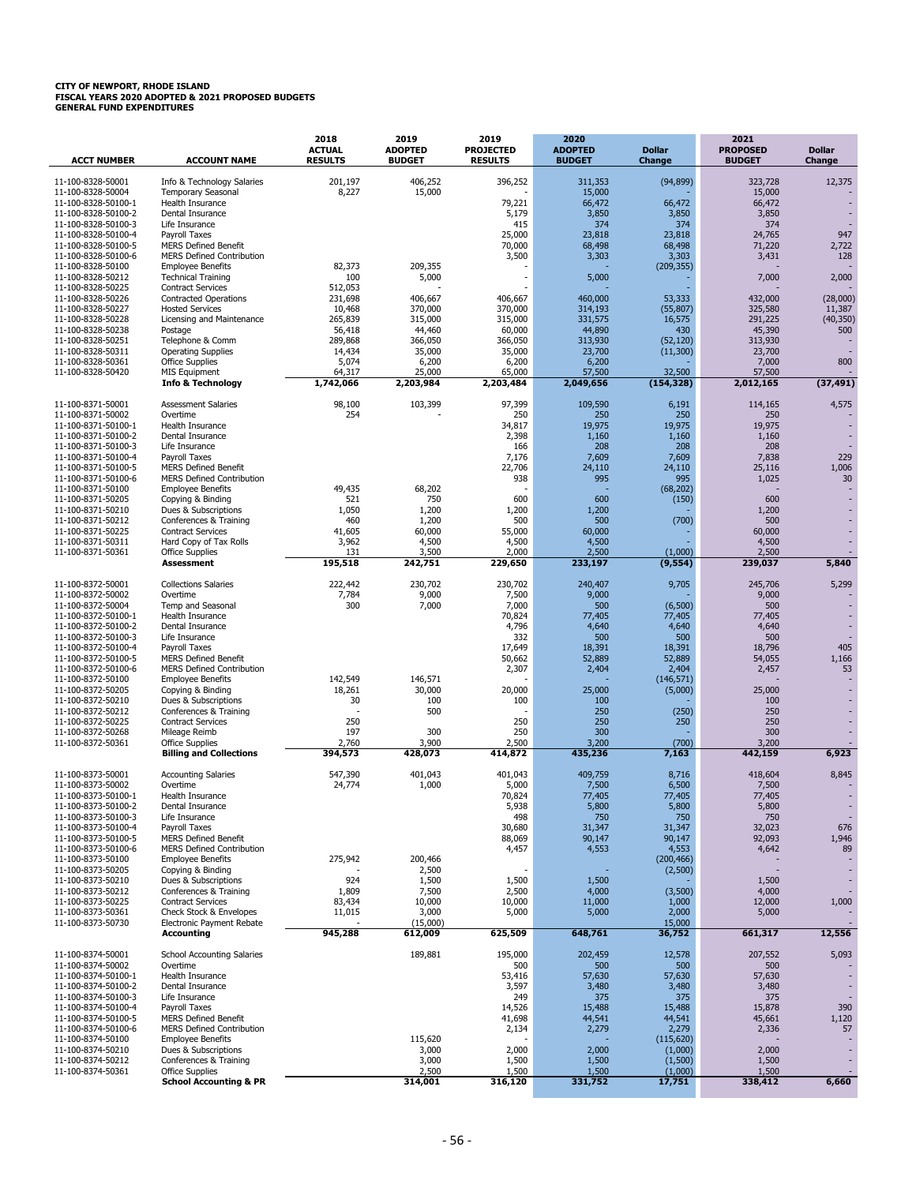**CITY OF NEWPORT, RHODE ISLAND**
**FISCAL YEARS 2020 ADOPTED & 2021 PROPOSED BUDGETS**
**GENERAL FUND EXPENDITURES**

| ACCT NUMBER | ACCOUNT NAME | 2018 ACTUAL RESULTS | 2019 ADOPTED BUDGET | 2019 PROJECTED RESULTS | 2020 ADOPTED BUDGET | Dollar Change | 2021 PROPOSED BUDGET | Dollar Change |
|---|---|---|---|---|---|---|---|---|
| 11-100-8328-50001 | Info & Technology Salaries | 201,197 | 406,252 | 396,252 | 311,353 | (94,899) | 323,728 | 12,375 |
| 11-100-8328-50004 | Temporary Seasonal | 8,227 | 15,000 | - | 15,000 | - | 15,000 | - |
| 11-100-8328-50100-1 | Health Insurance | | | 79,221 | 66,472 | 66,472 | 66,472 | - |
| 11-100-8328-50100-2 | Dental Insurance | | | 5,179 | 3,850 | 3,850 | 3,850 | - |
| 11-100-8328-50100-3 | Life Insurance | | | 415 | 374 | 374 | 374 | - |
| 11-100-8328-50100-4 | Payroll Taxes | | | 25,000 | 23,818 | 23,818 | 24,765 | 947 |
| 11-100-8328-50100-5 | MERS Defined Benefit | | | 70,000 | 68,498 | 68,498 | 71,220 | 2,722 |
| 11-100-8328-50100-6 | MERS Defined Contribution | | | 3,500 | 3,303 | 3,303 | 3,431 | 128 |
| 11-100-8328-50100 | Employee Benefits | 82,373 | 209,355 | - | - | (209,355) | - | - |
| 11-100-8328-50212 | Technical Training | 100 | 5,000 | - | 5,000 | - | 7,000 | 2,000 |
| 11-100-8328-50225 | Contract Services | 512,053 | - | - | - | - | - | - |
| 11-100-8328-50226 | Contracted Operations | 231,698 | 406,667 | 406,667 | 460,000 | 53,333 | 432,000 | (28,000) |
| 11-100-8328-50227 | Hosted Services | 10,468 | 370,000 | 370,000 | 314,193 | (55,807) | 325,580 | 11,387 |
| 11-100-8328-50228 | Licensing and Maintenance | 265,839 | 315,000 | 315,000 | 331,575 | 16,575 | 291,225 | (40,350) |
| 11-100-8328-50238 | Postage | 56,418 | 44,460 | 60,000 | 44,890 | 430 | 45,390 | 500 |
| 11-100-8328-50251 | Telephone & Comm | 289,868 | 366,050 | 366,050 | 313,930 | (52,120) | 313,930 | - |
| 11-100-8328-50311 | Operating Supplies | 14,434 | 35,000 | 35,000 | 23,700 | (11,300) | 23,700 | - |
| 11-100-8328-50361 | Office Supplies | 5,074 | 6,200 | 6,200 | 6,200 | - | 7,000 | 800 |
| 11-100-8328-50420 | MIS Equipment | 64,317 | 25,000 | 65,000 | 57,500 | 32,500 | 57,500 | - |
| | **Info & Technology** | **1,742,066** | **2,203,984** | **2,203,484** | **2,049,656** | **(154,328)** | **2,012,165** | **(37,491)** |
| 11-100-8371-50001 | Assessment Salaries | 98,100 | 103,399 | 97,399 | 109,590 | 6,191 | 114,165 | 4,575 |
| 11-100-8371-50002 | Overtime | 254 | - | 250 | 250 | 250 | 250 | - |
| 11-100-8371-50100-1 | Health Insurance | | | 34,817 | 19,975 | 19,975 | 19,975 | - |
| 11-100-8371-50100-2 | Dental Insurance | | | 2,398 | 1,160 | 1,160 | 1,160 | - |
| 11-100-8371-50100-3 | Life Insurance | | | 166 | 208 | 208 | 208 | - |
| 11-100-8371-50100-4 | Payroll Taxes | | | 7,176 | 7,609 | 7,609 | 7,838 | 229 |
| 11-100-8371-50100-5 | MERS Defined Benefit | | | 22,706 | 24,110 | 24,110 | 25,116 | 1,006 |
| 11-100-8371-50100-6 | MERS Defined Contribution | | | 938 | 995 | 995 | 1,025 | 30 |
| 11-100-8371-50100 | Employee Benefits | 49,435 | 68,202 | - | - | (68,202) | - | - |
| 11-100-8371-50205 | Copying & Binding | 521 | 750 | 600 | 600 | (150) | 600 | - |
| 11-100-8371-50210 | Dues & Subscriptions | 1,050 | 1,200 | 1,200 | 1,200 | - | 1,200 | - |
| 11-100-8371-50212 | Conferences & Training | 460 | 1,200 | 500 | 500 | (700) | 500 | - |
| 11-100-8371-50225 | Contract Services | 41,605 | 60,000 | 55,000 | 60,000 | - | 60,000 | - |
| 11-100-8371-50311 | Hard Copy of Tax Rolls | 3,962 | 4,500 | 4,500 | 4,500 | - | 4,500 | - |
| 11-100-8371-50361 | Office Supplies | 131 | 3,500 | 2,000 | 2,500 | (1,000) | 2,500 | - |
| | **Assessment** | **195,518** | **242,751** | **229,650** | **233,197** | **(9,554)** | **239,037** | **5,840** |
| 11-100-8372-50001 | Collections Salaries | 222,442 | 230,702 | 230,702 | 240,407 | 9,705 | 245,706 | 5,299 |
| 11-100-8372-50002 | Overtime | 7,784 | 9,000 | 7,500 | 9,000 | - | 9,000 | - |
| 11-100-8372-50004 | Temp and Seasonal | 300 | 7,000 | 7,000 | 500 | (6,500) | 500 | - |
| 11-100-8372-50100-1 | Health Insurance | | | 70,824 | 77,405 | 77,405 | 77,405 | - |
| 11-100-8372-50100-2 | Dental Insurance | | | 4,796 | 4,640 | 4,640 | 4,640 | - |
| 11-100-8372-50100-3 | Life Insurance | | | 332 | 500 | 500 | 500 | - |
| 11-100-8372-50100-4 | Payroll Taxes | | | 17,649 | 18,391 | 18,391 | 18,796 | 405 |
| 11-100-8372-50100-5 | MERS Defined Benefit | | | 50,662 | 52,889 | 52,889 | 54,055 | 1,166 |
| 11-100-8372-50100-6 | MERS Defined Contribution | | | 2,307 | 2,404 | 2,404 | 2,457 | 53 |
| 11-100-8372-50100 | Employee Benefits | 142,549 | 146,571 | - | - | (146,571) | - | - |
| 11-100-8372-50205 | Copying & Binding | 18,261 | 30,000 | 20,000 | 25,000 | (5,000) | 25,000 | - |
| 11-100-8372-50210 | Dues & Subscriptions | 30 | 100 | 100 | 100 | - | 100 | - |
| 11-100-8372-50212 | Conferences & Training | - | 500 | - | 250 | (250) | 250 | - |
| 11-100-8372-50225 | Contract Services | 250 | | 250 | 250 | 250 | 250 | - |
| 11-100-8372-50268 | Mileage Reimb | 197 | 300 | 250 | 300 | - | 300 | - |
| 11-100-8372-50361 | Office Supplies | 2,760 | 3,900 | 2,500 | 3,200 | (700) | 3,200 | - |
| | **Billing and Collections** | **394,573** | **428,073** | **414,872** | **435,236** | **7,163** | **442,159** | **6,923** |
| 11-100-8373-50001 | Accounting Salaries | 547,390 | 401,043 | 401,043 | 409,759 | 8,716 | 418,604 | 8,845 |
| 11-100-8373-50002 | Overtime | 24,774 | 1,000 | 5,000 | 7,500 | 6,500 | 7,500 | - |
| 11-100-8373-50100-1 | Health Insurance | | | 70,824 | 77,405 | 77,405 | 77,405 | - |
| 11-100-8373-50100-2 | Dental Insurance | | | 5,938 | 5,800 | 5,800 | 5,800 | - |
| 11-100-8373-50100-3 | Life Insurance | | | 498 | 750 | 750 | 750 | - |
| 11-100-8373-50100-4 | Payroll Taxes | | | 30,680 | 31,347 | 31,347 | 32,023 | 676 |
| 11-100-8373-50100-5 | MERS Defined Benefit | | | 88,069 | 90,147 | 90,147 | 92,093 | 1,946 |
| 11-100-8373-50100-6 | MERS Defined Contribution | | | 4,457 | 4,553 | 4,553 | 4,642 | 89 |
| 11-100-8373-50100 | Employee Benefits | 275,942 | 200,466 | - | - | (200,466) | - | - |
| 11-100-8373-50205 | Copying & Binding | - | 2,500 | - | - | (2,500) | - | - |
| 11-100-8373-50210 | Dues & Subscriptions | 924 | 1,500 | 1,500 | 1,500 | - | 1,500 | - |
| 11-100-8373-50212 | Conferences & Training | 1,809 | 7,500 | 2,500 | 4,000 | (3,500) | 4,000 | - |
| 11-100-8373-50225 | Contract Services | 83,434 | 10,000 | 10,000 | 11,000 | 1,000 | 12,000 | 1,000 |
| 11-100-8373-50361 | Check Stock & Envelopes | 11,015 | 3,000 | 5,000 | 5,000 | 2,000 | 5,000 | - |
| 11-100-8373-50730 | Electronic Payment Rebate | - | (15,000) | | | 15,000 | | |
| | **Accounting** | **945,288** | **612,009** | **625,509** | **648,761** | **36,752** | **661,317** | **12,556** |
| 11-100-8374-50001 | School Accounting Salaries | | 189,881 | 195,000 | 202,459 | 12,578 | 207,552 | 5,093 |
| 11-100-8374-50002 | Overtime | | | 500 | 500 | 500 | 500 | - |
| 11-100-8374-50100-1 | Health Insurance | | | 53,416 | 57,630 | 57,630 | 57,630 | - |
| 11-100-8374-50100-2 | Dental Insurance | | | 3,597 | 3,480 | 3,480 | 3,480 | - |
| 11-100-8374-50100-3 | Life Insurance | | | 249 | 375 | 375 | 375 | - |
| 11-100-8374-50100-4 | Payroll Taxes | | | 14,526 | 15,488 | 15,488 | 15,878 | 390 |
| 11-100-8374-50100-5 | MERS Defined Benefit | | | 41,698 | 44,541 | 44,541 | 45,661 | 1,120 |
| 11-100-8374-50100-6 | MERS Defined Contribution | | | 2,134 | 2,279 | 2,279 | 2,336 | 57 |
| 11-100-8374-50100 | Employee Benefits | | 115,620 | - | - | (115,620) | - | - |
| 11-100-8374-50210 | Dues & Subscriptions | | 3,000 | 2,000 | 2,000 | (1,000) | 2,000 | - |
| 11-100-8374-50212 | Conferences & Training | | 3,000 | 1,500 | 1,500 | (1,500) | 1,500 | - |
| 11-100-8374-50361 | Office Supplies | | 2,500 | 1,500 | 1,500 | (1,000) | 1,500 | - |
| | **School Accounting & PR** | | **314,001** | **316,120** | **331,752** | **17,751** | **338,412** | **6,660** |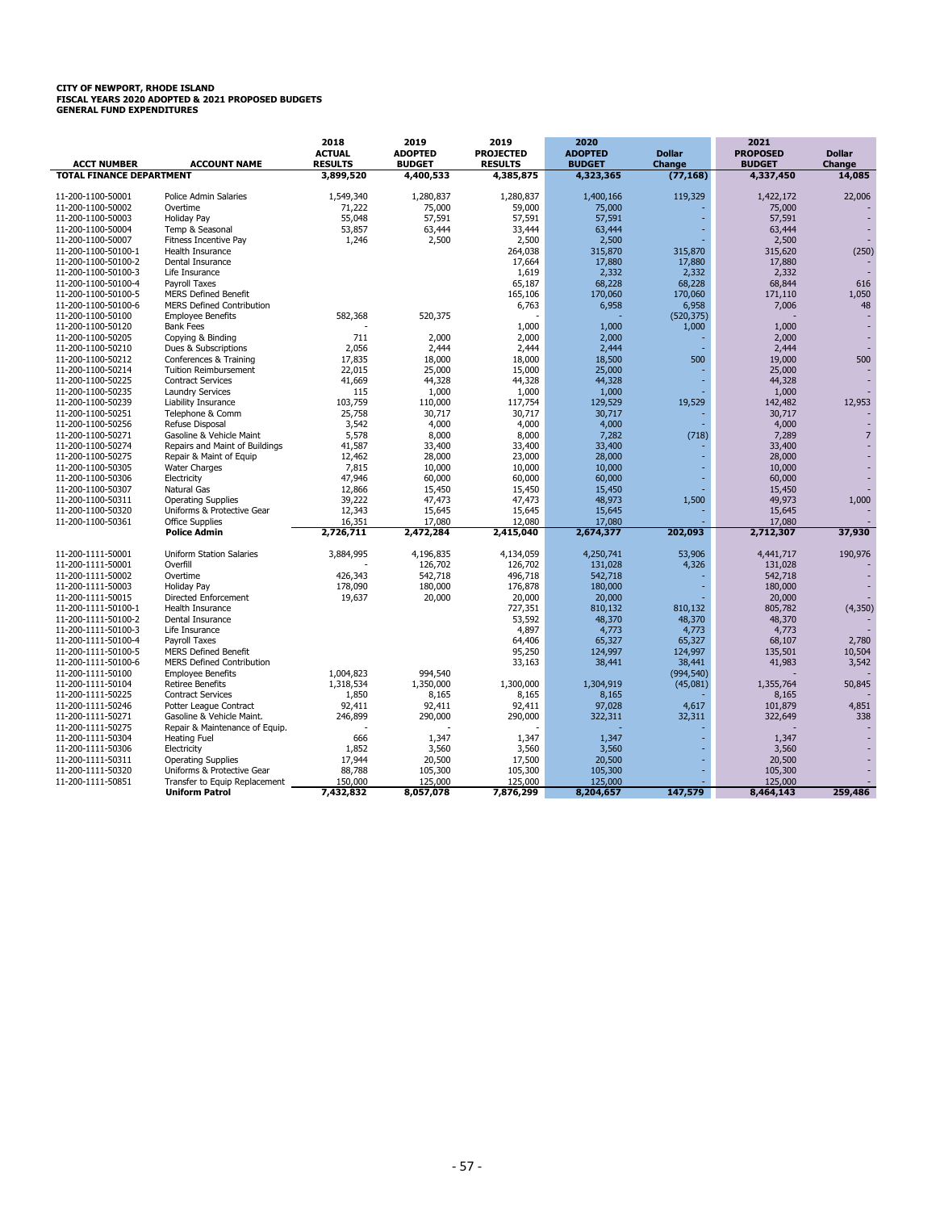**CITY OF NEWPORT, RHODE ISLAND**
**FISCAL YEARS 2020 ADOPTED & 2021 PROPOSED BUDGETS**
**GENERAL FUND EXPENDITURES**

| ACCT NUMBER | ACCOUNT NAME | 2018 ACTUAL RESULTS | 2019 ADOPTED BUDGET | 2019 PROJECTED RESULTS | 2020 ADOPTED BUDGET | Dollar Change | 2021 PROPOSED BUDGET | Dollar Change |
|---|---|---|---|---|---|---|---|---|
| **TOTAL FINANCE DEPARTMENT** | | **3,899,520** | **4,400,533** | **4,385,875** | **4,323,365** | **(77,168)** | **4,337,450** | **14,085** |
| 11-200-1100-50001 | Police Admin Salaries | 1,549,340 | 1,280,837 | 1,280,837 | 1,400,166 | 119,329 | 1,422,172 | 22,006 |
| 11-200-1100-50002 | Overtime | 71,222 | 75,000 | 59,000 | 75,000 | - | 75,000 | - |
| 11-200-1100-50003 | Holiday Pay | 55,048 | 57,591 | 57,591 | 57,591 | - | 57,591 | - |
| 11-200-1100-50004 | Temp & Seasonal | 53,857 | 63,444 | 33,444 | 63,444 | - | 63,444 | - |
| 11-200-1100-50007 | Fitness Incentive Pay | 1,246 | 2,500 | 2,500 | 2,500 | - | 2,500 | - |
| 11-200-1100-50100-1 | Health Insurance | | | 264,038 | 315,870 | 315,870 | 315,620 | (250) |
| 11-200-1100-50100-2 | Dental Insurance | | | 17,664 | 17,880 | 17,880 | 17,880 | - |
| 11-200-1100-50100-3 | Life Insurance | | | 1,619 | 2,332 | 2,332 | 2,332 | - |
| 11-200-1100-50100-4 | Payroll Taxes | | | 65,187 | 68,228 | 68,228 | 68,844 | 616 |
| 11-200-1100-50100-5 | MERS Defined Benefit | | | 165,106 | 170,060 | 170,060 | 171,110 | 1,050 |
| 11-200-1100-50100-6 | MERS Defined Contribution | | | 6,763 | 6,958 | 6,958 | 7,006 | 48 |
| 11-200-1100-50100 | Employee Benefits | 582,368 | 520,375 | - | - | (520,375) | - | - |
| 11-200-1100-50120 | Bank Fees | - | | 1,000 | 1,000 | 1,000 | 1,000 | - |
| 11-200-1100-50205 | Copying & Binding | 711 | 2,000 | 2,000 | 2,000 | - | 2,000 | - |
| 11-200-1100-50210 | Dues & Subscriptions | 2,056 | 2,444 | 2,444 | 2,444 | - | 2,444 | - |
| 11-200-1100-50212 | Conferences & Training | 17,835 | 18,000 | 18,000 | 18,500 | 500 | 19,000 | 500 |
| 11-200-1100-50214 | Tuition Reimbursement | 22,015 | 25,000 | 15,000 | 25,000 | - | 25,000 | - |
| 11-200-1100-50225 | Contract Services | 41,669 | 44,328 | 44,328 | 44,328 | - | 44,328 | - |
| 11-200-1100-50235 | Laundry Services | 115 | 1,000 | 1,000 | 1,000 | - | 1,000 | - |
| 11-200-1100-50239 | Liability Insurance | 103,759 | 110,000 | 117,754 | 129,529 | 19,529 | 142,482 | 12,953 |
| 11-200-1100-50251 | Telephone & Comm | 25,758 | 30,717 | 30,717 | 30,717 | - | 30,717 | - |
| 11-200-1100-50256 | Refuse Disposal | 3,542 | 4,000 | 4,000 | 4,000 | - | 4,000 | - |
| 11-200-1100-50271 | Gasoline & Vehicle Maint | 5,578 | 8,000 | 8,000 | 7,282 | (718) | 7,289 | 7 |
| 11-200-1100-50274 | Repairs and Maint of Buildings | 41,587 | 33,400 | 33,400 | 33,400 | - | 33,400 | - |
| 11-200-1100-50275 | Repair & Maint of Equip | 12,462 | 28,000 | 23,000 | 28,000 | - | 28,000 | - |
| 11-200-1100-50305 | Water Charges | 7,815 | 10,000 | 10,000 | 10,000 | - | 10,000 | - |
| 11-200-1100-50306 | Electricity | 47,946 | 60,000 | 60,000 | 60,000 | - | 60,000 | - |
| 11-200-1100-50307 | Natural Gas | 12,866 | 15,450 | 15,450 | 15,450 | - | 15,450 | - |
| 11-200-1100-50311 | Operating Supplies | 39,222 | 47,473 | 47,473 | 48,973 | 1,500 | 49,973 | 1,000 |
| 11-200-1100-50320 | Uniforms & Protective Gear | 12,343 | 15,645 | 15,645 | 15,645 | - | 15,645 | - |
| 11-200-1100-50361 | Office Supplies | 16,351 | 17,080 | 12,080 | 17,080 | - | 17,080 | - |
| | **Police Admin** | **2,726,711** | **2,472,284** | **2,415,040** | **2,674,377** | **202,093** | **2,712,307** | **37,930** |
| 11-200-1111-50001 | Uniform Station Salaries | 3,884,995 | 4,196,835 | 4,134,059 | 4,250,741 | 53,906 | 4,441,717 | 190,976 |
| 11-200-1111-50001 | Overfill | - | 126,702 | 126,702 | 131,028 | 4,326 | 131,028 | - |
| 11-200-1111-50002 | Overtime | 426,343 | 542,718 | 496,718 | 542,718 | - | 542,718 | - |
| 11-200-1111-50003 | Holiday Pay | 178,090 | 180,000 | 176,878 | 180,000 | - | 180,000 | - |
| 11-200-1111-50015 | Directed Enforcement | 19,637 | 20,000 | 20,000 | 20,000 | - | 20,000 | - |
| 11-200-1111-50100-1 | Health Insurance | | | 727,351 | 810,132 | 810,132 | 805,782 | (4,350) |
| 11-200-1111-50100-2 | Dental Insurance | | | 53,592 | 48,370 | 48,370 | 48,370 | - |
| 11-200-1111-50100-3 | Life Insurance | | | 4,897 | 4,773 | 4,773 | 4,773 | - |
| 11-200-1111-50100-4 | Payroll Taxes | | | 64,406 | 65,327 | 65,327 | 68,107 | 2,780 |
| 11-200-1111-50100-5 | MERS Defined Benefit | | | 95,250 | 124,997 | 124,997 | 135,501 | 10,504 |
| 11-200-1111-50100-6 | MERS Defined Contribution | | | 33,163 | 38,441 | 38,441 | 41,983 | 3,542 |
| 11-200-1111-50100 | Employee Benefits | 1,004,823 | 994,540 | | - | (994,540) | - | - |
| 11-200-1111-50104 | Retiree Benefits | 1,318,534 | 1,350,000 | 1,300,000 | 1,304,919 | (45,081) | 1,355,764 | 50,845 |
| 11-200-1111-50225 | Contract Services | 1,850 | 8,165 | 8,165 | 8,165 | - | 8,165 | - |
| 11-200-1111-50246 | Potter League Contract | 92,411 | 92,411 | 92,411 | 97,028 | 4,617 | 101,879 | 4,851 |
| 11-200-1111-50271 | Gasoline & Vehicle Maint. | 246,899 | 290,000 | 290,000 | 322,311 | 32,311 | 322,649 | 338 |
| 11-200-1111-50275 | Repair & Maintenance of Equip. | - | - | - | - | - | - | - |
| 11-200-1111-50304 | Heating Fuel | 666 | 1,347 | 1,347 | 1,347 | - | 1,347 | - |
| 11-200-1111-50306 | Electricity | 1,852 | 3,560 | 3,560 | 3,560 | - | 3,560 | - |
| 11-200-1111-50311 | Operating Supplies | 17,944 | 20,500 | 17,500 | 20,500 | - | 20,500 | - |
| 11-200-1111-50320 | Uniforms & Protective Gear | 88,788 | 105,300 | 105,300 | 105,300 | - | 105,300 | - |
| 11-200-1111-50851 | Transfer to Equip Replacement | 150,000 | 125,000 | 125,000 | 125,000 | - | 125,000 | - |
| | **Uniform Patrol** | **7,432,832** | **8,057,078** | **7,876,299** | **8,204,657** | **147,579** | **8,464,143** | **259,486** |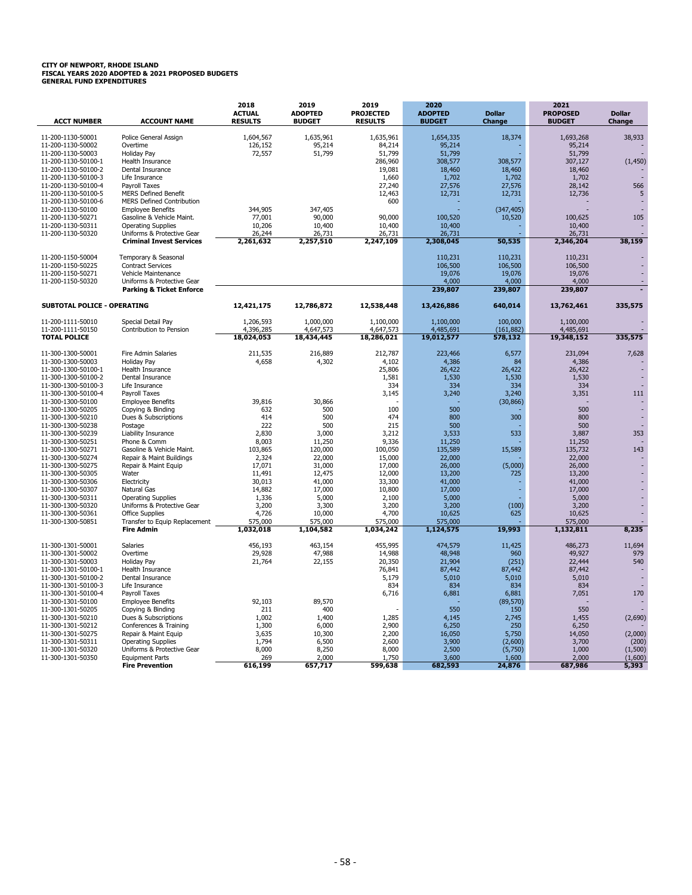**CITY OF NEWPORT, RHODE ISLAND**
**FISCAL YEARS 2020 ADOPTED & 2021 PROPOSED BUDGETS**
**GENERAL FUND EXPENDITURES**

| ACCT NUMBER | ACCOUNT NAME | 2018 ACTUAL RESULTS | 2019 ADOPTED BUDGET | 2019 PROJECTED RESULTS | 2020 ADOPTED BUDGET | Dollar Change | 2021 PROPOSED BUDGET | Dollar Change |
|---|---|---|---|---|---|---|---|---|
| 11-200-1130-50001 | Police General Assign | 1,604,567 | 1,635,961 | 1,635,961 | 1,654,335 | 18,374 | 1,693,268 | 38,933 |
| 11-200-1130-50002 | Overtime | 126,152 | 95,214 | 84,214 | 95,214 | - | 95,214 | - |
| 11-200-1130-50003 | Holiday Pay | 72,557 | 51,799 | 51,799 | 51,799 | - | 51,799 | - |
| 11-200-1130-50100-1 | Health Insurance | | | 286,960 | 308,577 | 308,577 | 307,127 | (1,450) |
| 11-200-1130-50100-2 | Dental Insurance | | | 19,081 | 18,460 | 18,460 | 18,460 | - |
| 11-200-1130-50100-3 | Life Insurance | | | 1,660 | 1,702 | 1,702 | 1,702 | - |
| 11-200-1130-50100-4 | Payroll Taxes | | | 27,240 | 27,576 | 27,576 | 28,142 | 566 |
| 11-200-1130-50100-5 | MERS Defined Benefit | | | 12,463 | 12,731 | 12,731 | 12,736 | 5 |
| 11-200-1130-50100-6 | MERS Defined Contribution | | | 600 | - | - | - | - |
| 11-200-1130-50100 | Employee Benefits | 344,905 | 347,405 | | - | (347,405) | - | - |
| 11-200-1130-50271 | Gasoline & Vehicle Maint. | 77,001 | 90,000 | 90,000 | 100,520 | 10,520 | 100,625 | 105 |
| 11-200-1130-50311 | Operating Supplies | 10,206 | 10,400 | 10,400 | 10,400 | - | 10,400 | - |
| 11-200-1130-50320 | Uniforms & Protective Gear | 26,244 | 26,731 | 26,731 | 26,731 | - | 26,731 | - |
| | **Criminal Invest Services** | **2,261,632** | **2,257,510** | **2,247,109** | **2,308,045** | **50,535** | **2,346,204** | **38,159** |
| 11-200-1150-50004 | Temporary & Seasonal | | | | 110,231 | 110,231 | 110,231 | - |
| 11-200-1150-50225 | Contract Services | | | | 106,500 | 106,500 | 106,500 | - |
| 11-200-1150-50271 | Vehicle Maintenance | | | | 19,076 | 19,076 | 19,076 | - |
| 11-200-1150-50320 | Uniforms & Protective Gear | | | | 4,000 | 4,000 | 4,000 | - |
| | **Parking & Ticket Enforce** | | | | **239,807** | **239,807** | **239,807** | **-** |
| **SUBTOTAL POLICE - OPERATING** | | **12,421,175** | **12,786,872** | **12,538,448** | **13,426,886** | **640,014** | **13,762,461** | **335,575** |
| 11-200-1111-50010 | Special Detail Pay | 1,206,593 | 1,000,000 | 1,100,000 | 1,100,000 | 100,000 | 1,100,000 | - |
| 11-200-1111-50150 | Contribution to Pension | 4,396,285 | 4,647,573 | 4,647,573 | 4,485,691 | (161,882) | 4,485,691 | - |
| **TOTAL POLICE** | | **18,024,053** | **18,434,445** | **18,286,021** | **19,012,577** | **578,132** | **19,348,152** | **335,575** |
| 11-300-1300-50001 | Fire Admin Salaries | 211,535 | 216,889 | 212,787 | 223,466 | 6,577 | 231,094 | 7,628 |
| 11-300-1300-50003 | Holiday Pay | 4,658 | 4,302 | 4,102 | 4,386 | 84 | 4,386 | - |
| 11-300-1300-50100-1 | Health Insurance | | | 25,806 | 26,422 | 26,422 | 26,422 | - |
| 11-300-1300-50100-2 | Dental Insurance | | | 1,581 | 1,530 | 1,530 | 1,530 | - |
| 11-300-1300-50100-3 | Life Insurance | | | 334 | 334 | 334 | 334 | - |
| 11-300-1300-50100-4 | Payroll Taxes | | | 3,145 | 3,240 | 3,240 | 3,351 | 111 |
| 11-300-1300-50100 | Employee Benefits | 39,816 | 30,866 | - | - | (30,866) | - | - |
| 11-300-1300-50205 | Copying & Binding | 632 | 500 | 100 | 500 | - | 500 | - |
| 11-300-1300-50210 | Dues & Subscriptions | 414 | 500 | 474 | 800 | 300 | 800 | - |
| 11-300-1300-50238 | Postage | 222 | 500 | 215 | 500 | - | 500 | - |
| 11-300-1300-50239 | Liability Insurance | 2,830 | 3,000 | 3,212 | 3,533 | 533 | 3,887 | 353 |
| 11-300-1300-50251 | Phone & Comm | 8,003 | 11,250 | 9,336 | 11,250 | - | 11,250 | - |
| 11-300-1300-50271 | Gasoline & Vehicle Maint. | 103,865 | 120,000 | 100,050 | 135,589 | 15,589 | 135,732 | 143 |
| 11-300-1300-50274 | Repair & Maint Buildings | 2,324 | 22,000 | 15,000 | 22,000 | - | 22,000 | - |
| 11-300-1300-50275 | Repair & Maint Equip | 17,071 | 31,000 | 17,000 | 26,000 | (5,000) | 26,000 | - |
| 11-300-1300-50305 | Water | 11,491 | 12,475 | 12,000 | 13,200 | 725 | 13,200 | - |
| 11-300-1300-50306 | Electricity | 30,013 | 41,000 | 33,300 | 41,000 | - | 41,000 | - |
| 11-300-1300-50307 | Natural Gas | 14,882 | 17,000 | 10,800 | 17,000 | - | 17,000 | - |
| 11-300-1300-50311 | Operating Supplies | 1,336 | 5,000 | 2,100 | 5,000 | - | 5,000 | - |
| 11-300-1300-50320 | Uniforms & Protective Gear | 3,200 | 3,300 | 3,200 | 3,200 | (100) | 3,200 | - |
| 11-300-1300-50361 | Office Supplies | 4,726 | 10,000 | 4,700 | 10,625 | 625 | 10,625 | - |
| 11-300-1300-50851 | Transfer to Equip Replacement | 575,000 | 575,000 | 575,000 | 575,000 | - | 575,000 | - |
| | **Fire Admin** | **1,032,018** | **1,104,582** | **1,034,242** | **1,124,575** | **19,993** | **1,132,811** | **8,235** |
| 11-300-1301-50001 | Salaries | 456,193 | 463,154 | 455,995 | 474,579 | 11,425 | 486,273 | 11,694 |
| 11-300-1301-50002 | Overtime | 29,928 | 47,988 | 14,988 | 48,948 | 960 | 49,927 | 979 |
| 11-300-1301-50003 | Holiday Pay | 21,764 | 22,155 | 20,350 | 21,904 | (251) | 22,444 | 540 |
| 11-300-1301-50100-1 | Health Insurance | | | 76,841 | 87,442 | 87,442 | 87,442 | - |
| 11-300-1301-50100-2 | Dental Insurance | | | 5,179 | 5,010 | 5,010 | 5,010 | - |
| 11-300-1301-50100-3 | Life Insurance | | | 834 | 834 | 834 | 834 | - |
| 11-300-1301-50100-4 | Payroll Taxes | | | 6,716 | 6,881 | 6,881 | 7,051 | 170 |
| 11-300-1301-50100 | Employee Benefits | 92,103 | 89,570 | | - | (89,570) | - | - |
| 11-300-1301-50205 | Copying & Binding | 211 | 400 | - | 550 | 150 | 550 | - |
| 11-300-1301-50210 | Dues & Subscriptions | 1,002 | 1,400 | 1,285 | 4,145 | 2,745 | 1,455 | (2,690) |
| 11-300-1301-50212 | Conferences & Training | 1,300 | 6,000 | 2,900 | 6,250 | 250 | 6,250 | - |
| 11-300-1301-50275 | Repair & Maint Equip | 3,635 | 10,300 | 2,200 | 16,050 | 5,750 | 14,050 | (2,000) |
| 11-300-1301-50311 | Operating Supplies | 1,794 | 6,500 | 2,600 | 3,900 | (2,600) | 3,700 | (200) |
| 11-300-1301-50320 | Uniforms & Protective Gear | 8,000 | 8,250 | 8,000 | 2,500 | (5,750) | 1,000 | (1,500) |
| 11-300-1301-50350 | Equipment Parts | 269 | 2,000 | 1,750 | 3,600 | 1,600 | 2,000 | (1,600) |
| | **Fire Prevention** | **616,199** | **657,717** | **599,638** | **682,593** | **24,876** | **687,986** | **5,393** |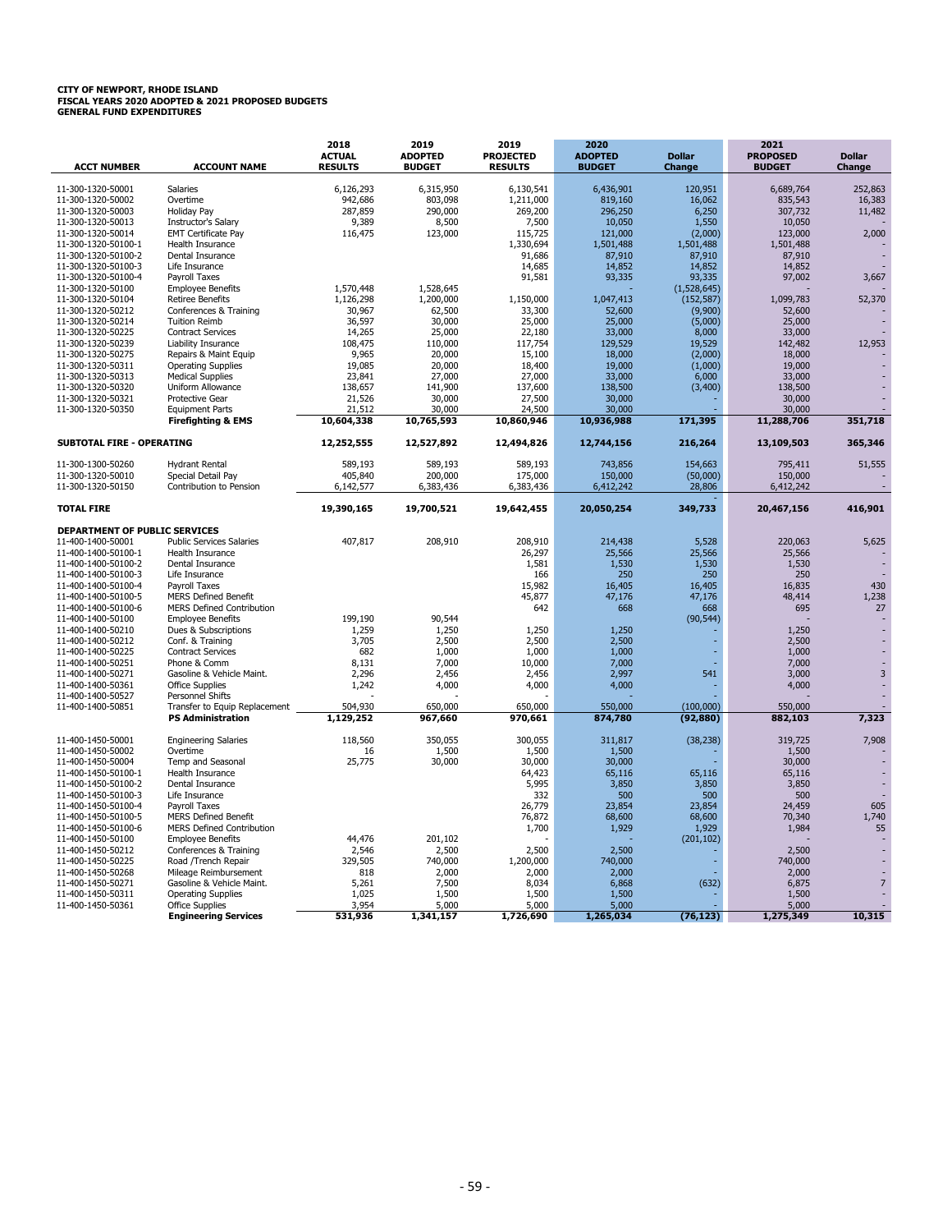**CITY OF NEWPORT, RHODE ISLAND**
**FISCAL YEARS 2020 ADOPTED & 2021 PROPOSED BUDGETS**
**GENERAL FUND EXPENDITURES**

| ACCT NUMBER | ACCOUNT NAME | 2018 ACTUAL RESULTS | 2019 ADOPTED BUDGET | 2019 PROJECTED RESULTS | 2020 ADOPTED BUDGET | Dollar Change | 2021 PROPOSED BUDGET | Dollar Change |
|---|---|---|---|---|---|---|---|---|
| 11-300-1320-50001 | Salaries | 6,126,293 | 6,315,950 | 6,130,541 | 6,436,901 | 120,951 | 6,689,764 | 252,863 |
| 11-300-1320-50002 | Overtime | 942,686 | 803,098 | 1,211,000 | 819,160 | 16,062 | 835,543 | 16,383 |
| 11-300-1320-50003 | Holiday Pay | 287,859 | 290,000 | 269,200 | 296,250 | 6,250 | 307,732 | 11,482 |
| 11-300-1320-50013 | Instructor's Salary | 9,389 | 8,500 | 7,500 | 10,050 | 1,550 | 10,050 | - |
| 11-300-1320-50014 | EMT Certificate Pay | 116,475 | 123,000 | 115,725 | 121,000 | (2,000) | 123,000 | 2,000 |
| 11-300-1320-50100-1 | Health Insurance | | | 1,330,694 | 1,501,488 | 1,501,488 | 1,501,488 | - |
| 11-300-1320-50100-2 | Dental Insurance | | | 91,686 | 87,910 | 87,910 | 87,910 | - |
| 11-300-1320-50100-3 | Life Insurance | | | 14,685 | 14,852 | 14,852 | 14,852 | - |
| 11-300-1320-50100-4 | Payroll Taxes | | | 91,581 | 93,335 | 93,335 | 97,002 | 3,667 |
| 11-300-1320-50100 | Employee Benefits | 1,570,448 | 1,528,645 | | - | (1,528,645) | - | - |
| 11-300-1320-50104 | Retiree Benefits | 1,126,298 | 1,200,000 | 1,150,000 | 1,047,413 | (152,587) | 1,099,783 | 52,370 |
| 11-300-1320-50212 | Conferences & Training | 30,967 | 62,500 | 33,300 | 52,600 | (9,900) | 52,600 | - |
| 11-300-1320-50214 | Tuition Reimb | 36,597 | 30,000 | 25,000 | 25,000 | (5,000) | 25,000 | - |
| 11-300-1320-50225 | Contract Services | 14,265 | 25,000 | 22,180 | 33,000 | 8,000 | 33,000 | - |
| 11-300-1320-50239 | Liability Insurance | 108,475 | 110,000 | 117,754 | 129,529 | 19,529 | 142,482 | 12,953 |
| 11-300-1320-50275 | Repairs & Maint Equip | 9,965 | 20,000 | 15,100 | 18,000 | (2,000) | 18,000 | - |
| 11-300-1320-50311 | Operating Supplies | 19,085 | 20,000 | 18,400 | 19,000 | (1,000) | 19,000 | - |
| 11-300-1320-50313 | Medical Supplies | 23,841 | 27,000 | 27,000 | 33,000 | 6,000 | 33,000 | - |
| 11-300-1320-50320 | Uniform Allowance | 138,657 | 141,900 | 137,600 | 138,500 | (3,400) | 138,500 | - |
| 11-300-1320-50321 | Protective Gear | 21,526 | 30,000 | 27,500 | 30,000 | - | 30,000 | - |
| 11-300-1320-50350 | Equipment Parts | 21,512 | 30,000 | 24,500 | 30,000 | - | 30,000 | - |
| | **Firefighting & EMS** | **10,604,338** | **10,765,593** | **10,860,946** | **10,936,988** | **171,395** | **11,288,706** | **351,718** |
| | | | | | | | | |
| **SUBTOTAL FIRE - OPERATING** | | **12,252,555** | **12,527,892** | **12,494,826** | **12,744,156** | **216,264** | **13,109,503** | **365,346** |
| | | | | | | | | |
| 11-300-1300-50260 | Hydrant Rental | 589,193 | 589,193 | 589,193 | 743,856 | 154,663 | 795,411 | 51,555 |
| 11-300-1320-50010 | Special Detail Pay | 405,840 | 200,000 | 175,000 | 150,000 | (50,000) | 150,000 | - |
| 11-300-1320-50150 | Contribution to Pension | 6,142,577 | 6,383,436 | 6,383,436 | 6,412,242 | 28,806 | 6,412,242 | - |
| | | | | | | - | | |
| **TOTAL FIRE** | | **19,390,165** | **19,700,521** | **19,642,455** | **20,050,254** | **349,733** | **20,467,156** | **416,901** |
| | | | | | | | | |
| **DEPARTMENT OF PUBLIC SERVICES** | | | | | | | | |
| 11-400-1400-50001 | Public Services Salaries | 407,817 | 208,910 | 208,910 | 214,438 | 5,528 | 220,063 | 5,625 |
| 11-400-1400-50100-1 | Health Insurance | | | 26,297 | 25,566 | 25,566 | 25,566 | - |
| 11-400-1400-50100-2 | Dental Insurance | | | 1,581 | 1,530 | 1,530 | 1,530 | - |
| 11-400-1400-50100-3 | Life Insurance | | | 166 | 250 | 250 | 250 | - |
| 11-400-1400-50100-4 | Payroll Taxes | | | 15,982 | 16,405 | 16,405 | 16,835 | 430 |
| 11-400-1400-50100-5 | MERS Defined Benefit | | | 45,877 | 47,176 | 47,176 | 48,414 | 1,238 |
| 11-400-1400-50100-6 | MERS Defined Contribution | | | 642 | 668 | 668 | 695 | 27 |
| 11-400-1400-50100 | Employee Benefits | 199,190 | 90,544 | | - | (90,544) | - | - |
| 11-400-1400-50210 | Dues & Subscriptions | 1,259 | 1,250 | 1,250 | 1,250 | - | 1,250 | - |
| 11-400-1400-50212 | Conf. & Training | 3,705 | 2,500 | 2,500 | 2,500 | - | 2,500 | - |
| 11-400-1400-50225 | Contract Services | 682 | 1,000 | 1,000 | 1,000 | - | 1,000 | - |
| 11-400-1400-50251 | Phone & Comm | 8,131 | 7,000 | 10,000 | 7,000 | - | 7,000 | - |
| 11-400-1400-50271 | Gasoline & Vehicle Maint. | 2,296 | 2,456 | 2,456 | 2,997 | 541 | 3,000 | 3 |
| 11-400-1400-50361 | Office Supplies | 1,242 | 4,000 | 4,000 | 4,000 | - | 4,000 | - |
| 11-400-1400-50527 | Personnel Shifts | - | - | - | - | - | - | - |
| 11-400-1400-50851 | Transfer to Equip Replacement | 504,930 | 650,000 | 650,000 | 550,000 | (100,000) | 550,000 | - |
| | **PS Administration** | **1,129,252** | **967,660** | **970,661** | **874,780** | **(92,880)** | **882,103** | **7,323** |
| | | | | | | | | |
| 11-400-1450-50001 | Engineering Salaries | 118,560 | 350,055 | 300,055 | 311,817 | (38,238) | 319,725 | 7,908 |
| 11-400-1450-50002 | Overtime | 16 | 1,500 | 1,500 | 1,500 | - | 1,500 | - |
| 11-400-1450-50004 | Temp and Seasonal | 25,775 | 30,000 | 30,000 | 30,000 | - | 30,000 | - |
| 11-400-1450-50100-1 | Health Insurance | | | 64,423 | 65,116 | 65,116 | 65,116 | - |
| 11-400-1450-50100-2 | Dental Insurance | | | 5,995 | 3,850 | 3,850 | 3,850 | - |
| 11-400-1450-50100-3 | Life Insurance | | | 332 | 500 | 500 | 500 | - |
| 11-400-1450-50100-4 | Payroll Taxes | | | 26,779 | 23,854 | 23,854 | 24,459 | 605 |
| 11-400-1450-50100-5 | MERS Defined Benefit | | | 76,872 | 68,600 | 68,600 | 70,340 | 1,740 |
| 11-400-1450-50100-6 | MERS Defined Contribution | | | 1,700 | 1,929 | 1,929 | 1,984 | 55 |
| 11-400-1450-50100 | Employee Benefits | 44,476 | 201,102 | | - | (201,102) | - | - |
| 11-400-1450-50212 | Conferences & Training | 2,546 | 2,500 | 2,500 | 2,500 | - | 2,500 | - |
| 11-400-1450-50225 | Road /Trench Repair | 329,505 | 740,000 | 1,200,000 | 740,000 | - | 740,000 | - |
| 11-400-1450-50268 | Mileage Reimbursement | 818 | 2,000 | 2,000 | 2,000 | - | 2,000 | - |
| 11-400-1450-50271 | Gasoline & Vehicle Maint. | 5,261 | 7,500 | 8,034 | 6,868 | (632) | 6,875 | 7 |
| 11-400-1450-50311 | Operating Supplies | 1,025 | 1,500 | 1,500 | 1,500 | - | 1,500 | - |
| 11-400-1450-50361 | Office Supplies | 3,954 | 5,000 | 5,000 | 5,000 | - | 5,000 | - |
| | **Engineering Services** | **531,936** | **1,341,157** | **1,726,690** | **1,265,034** | **(76,123)** | **1,275,349** | **10,315** |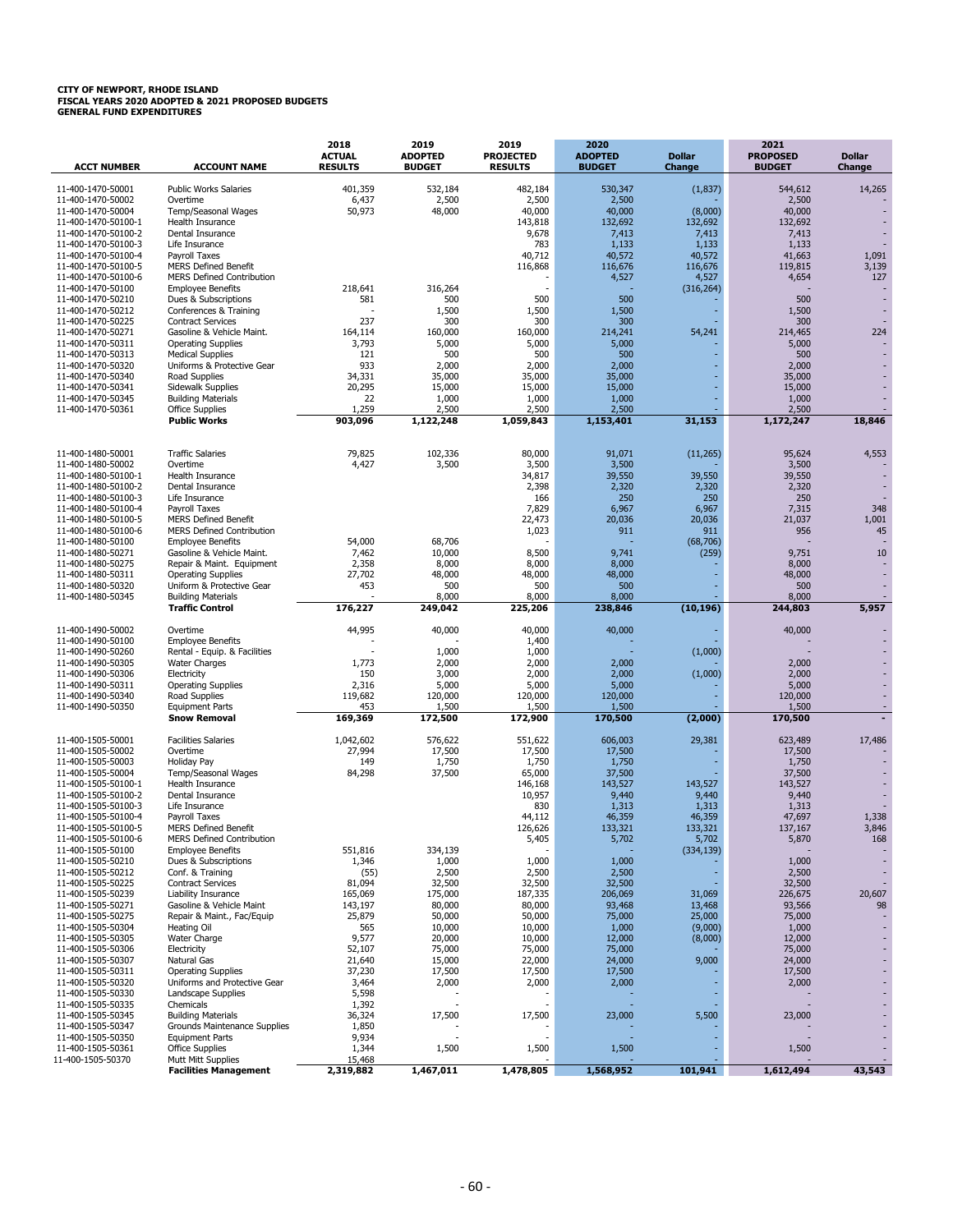**CITY OF NEWPORT, RHODE ISLAND**
**FISCAL YEARS 2020 ADOPTED & 2021 PROPOSED BUDGETS**
**GENERAL FUND EXPENDITURES**

| ACCT NUMBER | ACCOUNT NAME | 2018 ACTUAL RESULTS | 2019 ADOPTED BUDGET | 2019 PROJECTED RESULTS | 2020 ADOPTED BUDGET | Dollar Change | 2021 PROPOSED BUDGET | Dollar Change |
|---|---|---|---|---|---|---|---|---|
| 11-400-1470-50001 | Public Works Salaries | 401,359 | 532,184 | 482,184 | 530,347 | (1,837) | 544,612 | 14,265 |
| 11-400-1470-50002 | Overtime | 6,437 | 2,500 | 2,500 | 2,500 | - | 2,500 | - |
| 11-400-1470-50004 | Temp/Seasonal Wages | 50,973 | 48,000 | 40,000 | 40,000 | (8,000) | 40,000 | - |
| 11-400-1470-50100-1 | Health Insurance | | | 143,818 | 132,692 | 132,692 | 132,692 | - |
| 11-400-1470-50100-2 | Dental Insurance | | | 9,678 | 7,413 | 7,413 | 7,413 | - |
| 11-400-1470-50100-3 | Life Insurance | | | 783 | 1,133 | 1,133 | 1,133 | - |
| 11-400-1470-50100-4 | Payroll Taxes | | | 40,712 | 40,572 | 40,572 | 41,663 | 1,091 |
| 11-400-1470-50100-5 | MERS Defined Benefit | | | 116,868 | 116,676 | 116,676 | 119,815 | 3,139 |
| 11-400-1470-50100-6 | MERS Defined Contribution | | | - | 4,527 | 4,527 | 4,654 | 127 |
| 11-400-1470-50100 | Employee Benefits | 218,641 | 316,264 | | - | (316,264) | - | - |
| 11-400-1470-50210 | Dues & Subscriptions | 581 | 500 | 500 | 500 | - | 500 | - |
| 11-400-1470-50212 | Conferences & Training | - | 1,500 | 1,500 | 1,500 | - | 1,500 | - |
| 11-400-1470-50225 | Contract Services | 237 | 300 | 300 | 300 | - | 300 | - |
| 11-400-1470-50271 | Gasoline & Vehicle Maint. | 164,114 | 160,000 | 160,000 | 214,241 | 54,241 | 214,465 | 224 |
| 11-400-1470-50311 | Operating Supplies | 3,793 | 5,000 | 5,000 | 5,000 | - | 5,000 | - |
| 11-400-1470-50313 | Medical Supplies | 121 | 500 | 500 | 500 | - | 500 | - |
| 11-400-1470-50320 | Uniforms & Protective Gear | 933 | 2,000 | 2,000 | 2,000 | - | 2,000 | - |
| 11-400-1470-50340 | Road Supplies | 34,331 | 35,000 | 35,000 | 35,000 | - | 35,000 | - |
| 11-400-1470-50341 | Sidewalk Supplies | 20,295 | 15,000 | 15,000 | 15,000 | - | 15,000 | - |
| 11-400-1470-50345 | Building Materials | 22 | 1,000 | 1,000 | 1,000 | - | 1,000 | - |
| 11-400-1470-50361 | Office Supplies | 1,259 | 2,500 | 2,500 | 2,500 | - | 2,500 | - |
| | **Public Works** | **903,096** | **1,122,248** | **1,059,843** | **1,153,401** | **31,153** | **1,172,247** | **18,846** |
| | | | | | | | | |
| 11-400-1480-50001 | Traffic Salaries | 79,825 | 102,336 | 80,000 | 91,071 | (11,265) | 95,624 | 4,553 |
| 11-400-1480-50002 | Overtime | 4,427 | 3,500 | 3,500 | 3,500 | - | 3,500 | - |
| 11-400-1480-50100-1 | Health Insurance | | | 34,817 | 39,550 | 39,550 | 39,550 | - |
| 11-400-1480-50100-2 | Dental Insurance | | | 2,398 | 2,320 | 2,320 | 2,320 | - |
| 11-400-1480-50100-3 | Life Insurance | | | 166 | 250 | 250 | 250 | - |
| 11-400-1480-50100-4 | Payroll Taxes | | | 7,829 | 6,967 | 6,967 | 7,315 | 348 |
| 11-400-1480-50100-5 | MERS Defined Benefit | | | 22,473 | 20,036 | 20,036 | 21,037 | 1,001 |
| 11-400-1480-50100-6 | MERS Defined Contribution | | | 1,023 | 911 | 911 | 956 | 45 |
| 11-400-1480-50100 | Employee Benefits | 54,000 | 68,706 | - | - | (68,706) | - | - |
| 11-400-1480-50271 | Gasoline & Vehicle Maint. | 7,462 | 10,000 | 8,500 | 9,741 | (259) | 9,751 | 10 |
| 11-400-1480-50275 | Repair & Maint. Equipment | 2,358 | 8,000 | 8,000 | 8,000 | - | 8,000 | - |
| 11-400-1480-50311 | Operating Supplies | 27,702 | 48,000 | 48,000 | 48,000 | - | 48,000 | - |
| 11-400-1480-50320 | Uniform & Protective Gear | 453 | 500 | 500 | 500 | - | 500 | - |
| 11-400-1480-50345 | Building Materials | - | 8,000 | 8,000 | 8,000 | - | 8,000 | - |
| | **Traffic Control** | **176,227** | **249,042** | **225,206** | **238,846** | **(10,196)** | **244,803** | **5,957** |
| | | | | | | | | |
| 11-400-1490-50002 | Overtime | 44,995 | 40,000 | 40,000 | 40,000 | - | 40,000 | - |
| 11-400-1490-50100 | Employee Benefits | - | - | 1,400 | - | - | - | - |
| 11-400-1490-50260 | Rental - Equip. & Facilities | - | 1,000 | 1,000 | - | (1,000) | - | - |
| 11-400-1490-50305 | Water Charges | 1,773 | 2,000 | 2,000 | 2,000 | - | 2,000 | - |
| 11-400-1490-50306 | Electricity | 150 | 3,000 | 2,000 | 2,000 | (1,000) | 2,000 | - |
| 11-400-1490-50311 | Operating Supplies | 2,316 | 5,000 | 5,000 | 5,000 | - | 5,000 | - |
| 11-400-1490-50340 | Road Supplies | 119,682 | 120,000 | 120,000 | 120,000 | - | 120,000 | - |
| 11-400-1490-50350 | Equipment Parts | 453 | 1,500 | 1,500 | 1,500 | - | 1,500 | - |
| | **Snow Removal** | **169,369** | **172,500** | **172,900** | **170,500** | **(2,000)** | **170,500** | **-** |
| | | | | | | | | |
| 11-400-1505-50001 | Facilities Salaries | 1,042,602 | 576,622 | 551,622 | 606,003 | 29,381 | 623,489 | 17,486 |
| 11-400-1505-50002 | Overtime | 27,994 | 17,500 | 17,500 | 17,500 | - | 17,500 | - |
| 11-400-1505-50003 | Holiday Pay | 149 | 1,750 | 1,750 | 1,750 | - | 1,750 | - |
| 11-400-1505-50004 | Temp/Seasonal Wages | 84,298 | 37,500 | 65,000 | 37,500 | - | 37,500 | - |
| 11-400-1505-50100-1 | Health Insurance | | | 146,168 | 143,527 | 143,527 | 143,527 | - |
| 11-400-1505-50100-2 | Dental Insurance | | | 10,957 | 9,440 | 9,440 | 9,440 | - |
| 11-400-1505-50100-3 | Life Insurance | | | 830 | 1,313 | 1,313 | 1,313 | - |
| 11-400-1505-50100-4 | Payroll Taxes | | | 44,112 | 46,359 | 46,359 | 47,697 | 1,338 |
| 11-400-1505-50100-5 | MERS Defined Benefit | | | 126,626 | 133,321 | 133,321 | 137,167 | 3,846 |
| 11-400-1505-50100-6 | MERS Defined Contribution | | | 5,405 | 5,702 | 5,702 | 5,870 | 168 |
| 11-400-1505-50100 | Employee Benefits | 551,816 | 334,139 | - | - | (334,139) | - | - |
| 11-400-1505-50210 | Dues & Subscriptions | 1,346 | 1,000 | 1,000 | 1,000 | - | 1,000 | - |
| 11-400-1505-50212 | Conf. & Training | (55) | 2,500 | 2,500 | 2,500 | - | 2,500 | - |
| 11-400-1505-50225 | Contract Services | 81,094 | 32,500 | 32,500 | 32,500 | - | 32,500 | - |
| 11-400-1505-50239 | Liability Insurance | 165,069 | 175,000 | 187,335 | 206,069 | 31,069 | 226,675 | 20,607 |
| 11-400-1505-50271 | Gasoline & Vehicle Maint | 143,197 | 80,000 | 80,000 | 93,468 | 13,468 | 93,566 | 98 |
| 11-400-1505-50275 | Repair & Maint., Fac/Equip | 25,879 | 50,000 | 50,000 | 75,000 | 25,000 | 75,000 | - |
| 11-400-1505-50304 | Heating Oil | 565 | 10,000 | 10,000 | 1,000 | (9,000) | 1,000 | - |
| 11-400-1505-50305 | Water Charge | 9,577 | 20,000 | 10,000 | 12,000 | (8,000) | 12,000 | - |
| 11-400-1505-50306 | Electricity | 52,107 | 75,000 | 75,000 | 75,000 | - | 75,000 | - |
| 11-400-1505-50307 | Natural Gas | 21,640 | 15,000 | 22,000 | 24,000 | 9,000 | 24,000 | - |
| 11-400-1505-50311 | Operating Supplies | 37,230 | 17,500 | 17,500 | 17,500 | - | 17,500 | - |
| 11-400-1505-50320 | Uniforms and Protective Gear | 3,464 | 2,000 | 2,000 | 2,000 | - | 2,000 | - |
| 11-400-1505-50330 | Landscape Supplies | 5,598 | - | - | - | - | - | - |
| 11-400-1505-50335 | Chemicals | 1,392 | - | - | - | - | - | - |
| 11-400-1505-50345 | Building Materials | 36,324 | 17,500 | 17,500 | 23,000 | 5,500 | 23,000 | - |
| 11-400-1505-50347 | Grounds Maintenance Supplies | 1,850 | - | - | - | - | - | - |
| 11-400-1505-50350 | Equipment Parts | 9,934 | - | - | - | - | - | - |
| 11-400-1505-50361 | Office Supplies | 1,344 | 1,500 | 1,500 | 1,500 | - | 1,500 | - |
| 11-400-1505-50370 | Mutt Mitt Supplies | 15,468 | - | - | - | - | - | - |
| | **Facilities Management** | **2,319,882** | **1,467,011** | **1,478,805** | **1,568,952** | **101,941** | **1,612,494** | **43,543** |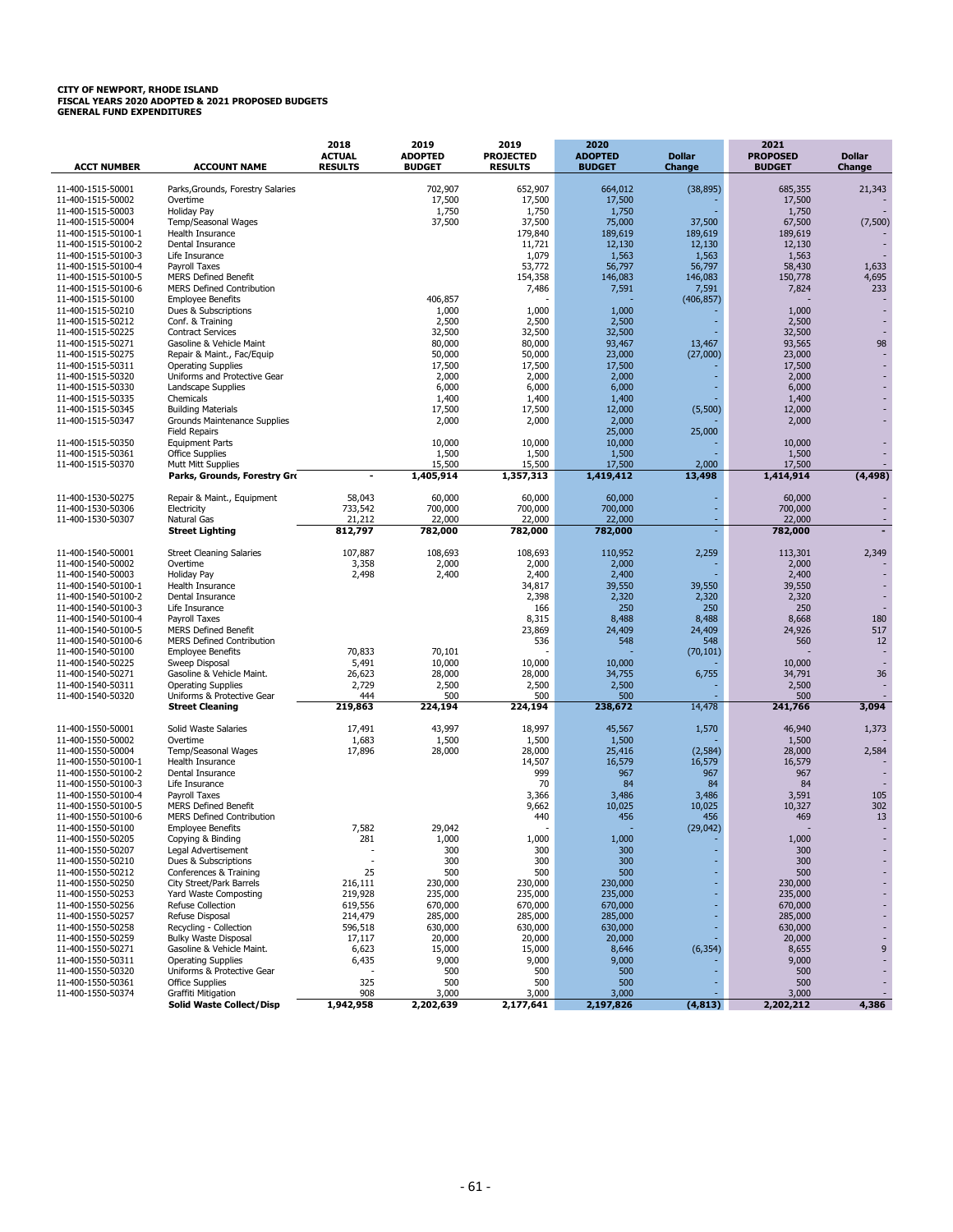**CITY OF NEWPORT, RHODE ISLAND**
**FISCAL YEARS 2020 ADOPTED & 2021 PROPOSED BUDGETS**
**GENERAL FUND EXPENDITURES**

| ACCT NUMBER | ACCOUNT NAME | 2018 ACTUAL RESULTS | 2019 ADOPTED BUDGET | 2019 PROJECTED RESULTS | 2020 ADOPTED BUDGET | Dollar Change | 2021 PROPOSED BUDGET | Dollar Change |
|---|---|---|---|---|---|---|---|---|
| 11-400-1515-50001 | Parks,Grounds, Forestry Salaries | | 702,907 | 652,907 | 664,012 | (38,895) | 685,355 | 21,343 |
| 11-400-1515-50002 | Overtime | | 17,500 | 17,500 | 17,500 | - | 17,500 | - |
| 11-400-1515-50003 | Holiday Pay | | 1,750 | 1,750 | 1,750 | - | 1,750 | - |
| 11-400-1515-50004 | Temp/Seasonal Wages | | 37,500 | 37,500 | 75,000 | 37,500 | 67,500 | (7,500) |
| 11-400-1515-50100-1 | Health Insurance | | | 179,840 | 189,619 | 189,619 | 189,619 | - |
| 11-400-1515-50100-2 | Dental Insurance | | | 11,721 | 12,130 | 12,130 | 12,130 | - |
| 11-400-1515-50100-3 | Life Insurance | | | 1,079 | 1,563 | 1,563 | 1,563 | - |
| 11-400-1515-50100-4 | Payroll Taxes | | | 53,772 | 56,797 | 56,797 | 58,430 | 1,633 |
| 11-400-1515-50100-5 | MERS Defined Benefit | | | 154,358 | 146,083 | 146,083 | 150,778 | 4,695 |
| 11-400-1515-50100-6 | MERS Defined Contribution | | | 7,486 | 7,591 | 7,591 | 7,824 | 233 |
| 11-400-1515-50100 | Employee Benefits | | 406,857 | - | - | (406,857) | - | - |
| 11-400-1515-50210 | Dues & Subscriptions | | 1,000 | 1,000 | 1,000 | - | 1,000 | - |
| 11-400-1515-50212 | Conf. & Training | | 2,500 | 2,500 | 2,500 | - | 2,500 | - |
| 11-400-1515-50225 | Contract Services | | 32,500 | 32,500 | 32,500 | - | 32,500 | - |
| 11-400-1515-50271 | Gasoline & Vehicle Maint | | 80,000 | 80,000 | 93,467 | 13,467 | 93,565 | 98 |
| 11-400-1515-50275 | Repair & Maint., Fac/Equip | | 50,000 | 50,000 | 23,000 | (27,000) | 23,000 | - |
| 11-400-1515-50311 | Operating Supplies | | 17,500 | 17,500 | 17,500 | - | 17,500 | - |
| 11-400-1515-50320 | Uniforms and Protective Gear | | 2,000 | 2,000 | 2,000 | - | 2,000 | - |
| 11-400-1515-50330 | Landscape Supplies | | 6,000 | 6,000 | 6,000 | - | 6,000 | - |
| 11-400-1515-50335 | Chemicals | | 1,400 | 1,400 | 1,400 | - | 1,400 | - |
| 11-400-1515-50345 | Building Materials | | 17,500 | 17,500 | 12,000 | (5,500) | 12,000 | - |
| 11-400-1515-50347 | Grounds Maintenance Supplies | | 2,000 | 2,000 | 2,000 | - | 2,000 | - |
| | Field Repairs | | | | 25,000 | 25,000 | | |
| 11-400-1515-50350 | Equipment Parts | | 10,000 | 10,000 | 10,000 | - | 10,000 | - |
| 11-400-1515-50361 | Office Supplies | | 1,500 | 1,500 | 1,500 | - | 1,500 | - |
| 11-400-1515-50370 | Mutt Mitt Supplies | | 15,500 | 15,500 | 17,500 | 2,000 | 17,500 | - |
| | **Parks, Grounds, Forestry Gr** | **-** | **1,405,914** | **1,357,313** | **1,419,412** | **13,498** | **1,414,914** | **(4,498)** |
| 11-400-1530-50275 | Repair & Maint., Equipment | 58,043 | 60,000 | 60,000 | 60,000 | - | 60,000 | - |
| 11-400-1530-50306 | Electricity | 733,542 | 700,000 | 700,000 | 700,000 | - | 700,000 | - |
| 11-400-1530-50307 | Natural Gas | 21,212 | 22,000 | 22,000 | 22,000 | - | 22,000 | - |
| | **Street Lighting** | **812,797** | **782,000** | **782,000** | **782,000** | **-** | **782,000** | **-** |
| 11-400-1540-50001 | Street Cleaning Salaries | 107,887 | 108,693 | 108,693 | 110,952 | 2,259 | 113,301 | 2,349 |
| 11-400-1540-50002 | Overtime | 3,358 | 2,000 | 2,000 | 2,000 | - | 2,000 | - |
| 11-400-1540-50003 | Holiday Pay | 2,498 | 2,400 | 2,400 | 2,400 | - | 2,400 | - |
| 11-400-1540-50100-1 | Health Insurance | | | 34,817 | 39,550 | 39,550 | 39,550 | - |
| 11-400-1540-50100-2 | Dental Insurance | | | 2,398 | 2,320 | 2,320 | 2,320 | - |
| 11-400-1540-50100-3 | Life Insurance | | | 166 | 250 | 250 | 250 | - |
| 11-400-1540-50100-4 | Payroll Taxes | | | 8,315 | 8,488 | 8,488 | 8,668 | 180 |
| 11-400-1540-50100-5 | MERS Defined Benefit | | | 23,869 | 24,409 | 24,409 | 24,926 | 517 |
| 11-400-1540-50100-6 | MERS Defined Contribution | | | 536 | 548 | 548 | 560 | 12 |
| 11-400-1540-50100 | Employee Benefits | 70,833 | 70,101 | - | - | (70,101) | - | - |
| 11-400-1540-50225 | Sweep Disposal | 5,491 | 10,000 | 10,000 | 10,000 | - | 10,000 | - |
| 11-400-1540-50271 | Gasoline & Vehicle Maint. | 26,623 | 28,000 | 28,000 | 34,755 | 6,755 | 34,791 | 36 |
| 11-400-1540-50311 | Operating Supplies | 2,729 | 2,500 | 2,500 | 2,500 | - | 2,500 | - |
| 11-400-1540-50320 | Uniforms & Protective Gear | 444 | 500 | 500 | 500 | - | 500 | - |
| | **Street Cleaning** | **219,863** | **224,194** | **224,194** | **238,672** | **14,478** | **241,766** | **3,094** |
| 11-400-1550-50001 | Solid Waste Salaries | 17,491 | 43,997 | 18,997 | 45,567 | 1,570 | 46,940 | 1,373 |
| 11-400-1550-50002 | Overtime | 1,683 | 1,500 | 1,500 | 1,500 | - | 1,500 | - |
| 11-400-1550-50004 | Temp/Seasonal Wages | 17,896 | 28,000 | 28,000 | 25,416 | (2,584) | 28,000 | 2,584 |
| 11-400-1550-50100-1 | Health Insurance | | | 14,507 | 16,579 | 16,579 | 16,579 | - |
| 11-400-1550-50100-2 | Dental Insurance | | | 999 | 967 | 967 | 967 | - |
| 11-400-1550-50100-3 | Life Insurance | | | 70 | 84 | 84 | 84 | - |
| 11-400-1550-50100-4 | Payroll Taxes | | | 3,366 | 3,486 | 3,486 | 3,591 | 105 |
| 11-400-1550-50100-5 | MERS Defined Benefit | | | 9,662 | 10,025 | 10,025 | 10,327 | 302 |
| 11-400-1550-50100-6 | MERS Defined Contribution | | | 440 | 456 | 456 | 469 | 13 |
| 11-400-1550-50100 | Employee Benefits | 7,582 | 29,042 | - | - | (29,042) | - | - |
| 11-400-1550-50205 | Copying & Binding | 281 | 1,000 | 1,000 | 1,000 | - | 1,000 | - |
| 11-400-1550-50207 | Legal Advertisement | - | 300 | 300 | 300 | - | 300 | - |
| 11-400-1550-50210 | Dues & Subscriptions | - | 300 | 300 | 300 | - | 300 | - |
| 11-400-1550-50212 | Conferences & Training | 25 | 500 | 500 | 500 | - | 500 | - |
| 11-400-1550-50250 | City Street/Park Barrels | 216,111 | 230,000 | 230,000 | 230,000 | - | 230,000 | - |
| 11-400-1550-50253 | Yard Waste Composting | 219,928 | 235,000 | 235,000 | 235,000 | - | 235,000 | - |
| 11-400-1550-50256 | Refuse Collection | 619,556 | 670,000 | 670,000 | 670,000 | - | 670,000 | - |
| 11-400-1550-50257 | Refuse Disposal | 214,479 | 285,000 | 285,000 | 285,000 | - | 285,000 | - |
| 11-400-1550-50258 | Recycling - Collection | 596,518 | 630,000 | 630,000 | 630,000 | - | 630,000 | - |
| 11-400-1550-50259 | Bulky Waste Disposal | 17,117 | 20,000 | 20,000 | 20,000 | - | 20,000 | - |
| 11-400-1550-50271 | Gasoline & Vehicle Maint. | 6,623 | 15,000 | 15,000 | 8,646 | (6,354) | 8,655 | 9 |
| 11-400-1550-50311 | Operating Supplies | 6,435 | 9,000 | 9,000 | 9,000 | - | 9,000 | - |
| 11-400-1550-50320 | Uniforms & Protective Gear | - | 500 | 500 | 500 | - | 500 | - |
| 11-400-1550-50361 | Office Supplies | 325 | 500 | 500 | 500 | - | 500 | - |
| 11-400-1550-50374 | Graffiti Mitigation | 908 | 3,000 | 3,000 | 3,000 | - | 3,000 | - |
| | **Solid Waste Collect/Disp** | **1,942,958** | **2,202,639** | **2,177,641** | **2,197,826** | **(4,813)** | **2,202,212** | **4,386** |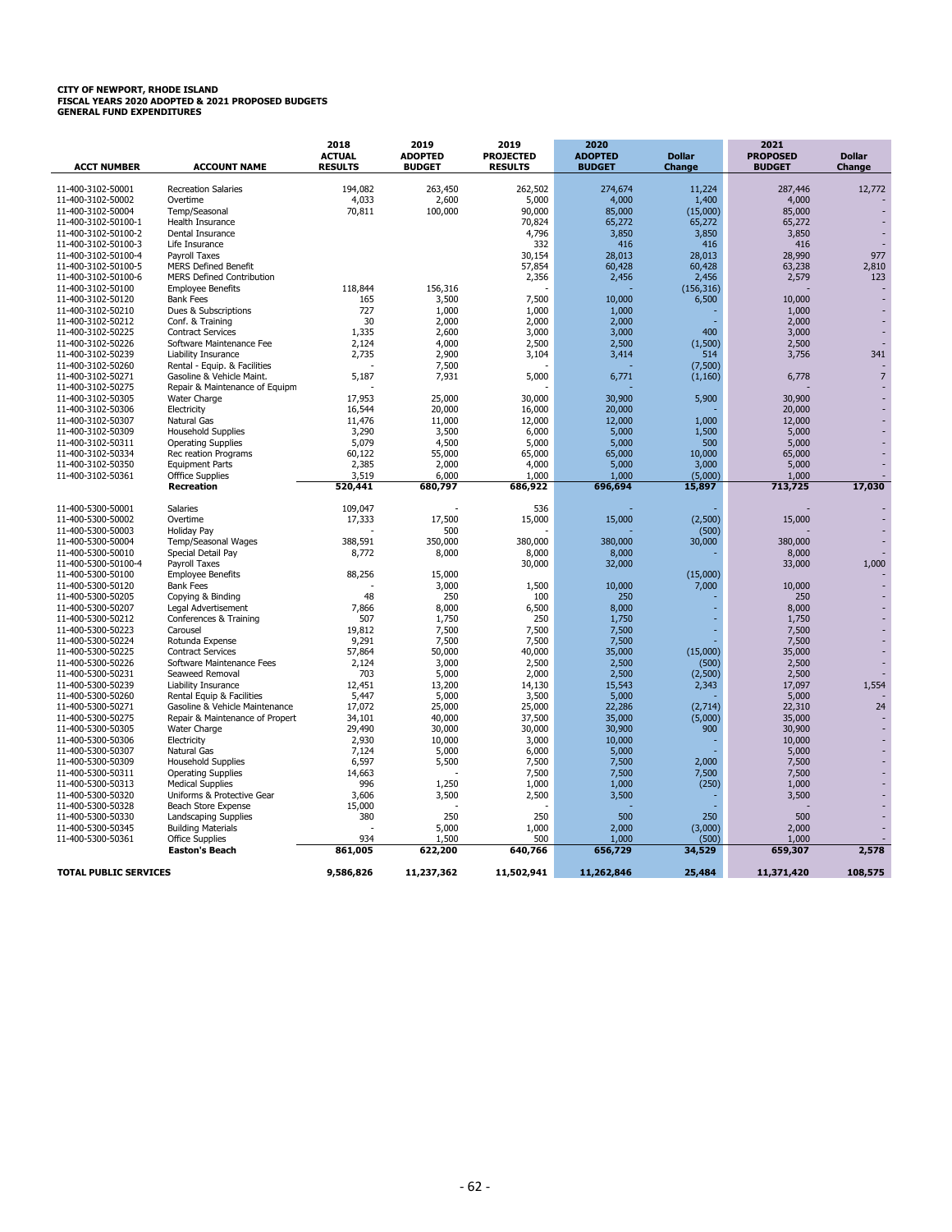**CITY OF NEWPORT, RHODE ISLAND**
**FISCAL YEARS 2020 ADOPTED & 2021 PROPOSED BUDGETS**
**GENERAL FUND EXPENDITURES**

| ACCT NUMBER | ACCOUNT NAME | 2018 ACTUAL RESULTS | 2019 ADOPTED BUDGET | 2019 PROJECTED RESULTS | 2020 ADOPTED BUDGET | Dollar Change | 2021 PROPOSED BUDGET | Dollar Change |
|---|---|---|---|---|---|---|---|---|
| 11-400-3102-50001 | Recreation Salaries | 194,082 | 263,450 | 262,502 | 274,674 | 11,224 | 287,446 | 12,772 |
| 11-400-3102-50002 | Overtime | 4,033 | 2,600 | 5,000 | 4,000 | 1,400 | 4,000 | - |
| 11-400-3102-50004 | Temp/Seasonal | 70,811 | 100,000 | 90,000 | 85,000 | (15,000) | 85,000 | - |
| 11-400-3102-50100-1 | Health Insurance | | | 70,824 | 65,272 | 65,272 | 65,272 | - |
| 11-400-3102-50100-2 | Dental Insurance | | | 4,796 | 3,850 | 3,850 | 3,850 | - |
| 11-400-3102-50100-3 | Life Insurance | | | 332 | 416 | 416 | 416 | - |
| 11-400-3102-50100-4 | Payroll Taxes | | | 30,154 | 28,013 | 28,013 | 28,990 | 977 |
| 11-400-3102-50100-5 | MERS Defined Benefit | | | 57,854 | 60,428 | 60,428 | 63,238 | 2,810 |
| 11-400-3102-50100-6 | MERS Defined Contribution | | | 2,356 | 2,456 | 2,456 | 2,579 | 123 |
| 11-400-3102-50100 | Employee Benefits | 118,844 | 156,316 | - | - | (156,316) | - | - |
| 11-400-3102-50120 | Bank Fees | 165 | 3,500 | 7,500 | 10,000 | 6,500 | 10,000 | - |
| 11-400-3102-50210 | Dues & Subscriptions | 727 | 1,000 | 1,000 | 1,000 | - | 1,000 | - |
| 11-400-3102-50212 | Conf. & Training | 30 | 2,000 | 2,000 | 2,000 | - | 2,000 | - |
| 11-400-3102-50225 | Contract Services | 1,335 | 2,600 | 3,000 | 3,000 | 400 | 3,000 | - |
| 11-400-3102-50226 | Software Maintenance Fee | 2,124 | 4,000 | 2,500 | 2,500 | (1,500) | 2,500 | - |
| 11-400-3102-50239 | Liability Insurance | 2,735 | 2,900 | 3,104 | 3,414 | 514 | 3,756 | 341 |
| 11-400-3102-50260 | Rental - Equip. & Facilities | - | 7,500 | - | - | (7,500) | - | - |
| 11-400-3102-50271 | Gasoline & Vehicle Maint. | 5,187 | 7,931 | 5,000 | 6,771 | (1,160) | 6,778 | 7 |
| 11-400-3102-50275 | Repair & Maintenance of Equipm | - | - | - | - | - | - | - |
| 11-400-3102-50305 | Water Charge | 17,953 | 25,000 | 30,000 | 30,900 | 5,900 | 30,900 | - |
| 11-400-3102-50306 | Electricity | 16,544 | 20,000 | 16,000 | 20,000 | - | 20,000 | - |
| 11-400-3102-50307 | Natural Gas | 11,476 | 11,000 | 12,000 | 12,000 | 1,000 | 12,000 | - |
| 11-400-3102-50309 | Household Supplies | 3,290 | 3,500 | 6,000 | 5,000 | 1,500 | 5,000 | - |
| 11-400-3102-50311 | Operating Supplies | 5,079 | 4,500 | 5,000 | 5,000 | 500 | 5,000 | - |
| 11-400-3102-50334 | Rec reation Programs | 60,122 | 55,000 | 65,000 | 65,000 | 10,000 | 65,000 | - |
| 11-400-3102-50350 | Equipment Parts | 2,385 | 2,000 | 4,000 | 5,000 | 3,000 | 5,000 | - |
| 11-400-3102-50361 | Offfice Supplies | 3,519 | 6,000 | 1,000 | 1,000 | (5,000) | 1,000 | - |
| | **Recreation** | **520,441** | **680,797** | **686,922** | **696,694** | **15,897** | **713,725** | **17,030** |
| | | | | | | | | |
| 11-400-5300-50001 | Salaries | 109,047 | - | 536 | - | - | - | - |
| 11-400-5300-50002 | Overtime | 17,333 | 17,500 | 15,000 | 15,000 | (2,500) | 15,000 | - |
| 11-400-5300-50003 | Holiday Pay | - | 500 | - | - | (500) | - | - |
| 11-400-5300-50004 | Temp/Seasonal Wages | 388,591 | 350,000 | 380,000 | 380,000 | 30,000 | 380,000 | - |
| 11-400-5300-50010 | Special Detail Pay | 8,772 | 8,000 | 8,000 | 8,000 | - | 8,000 | - |
| 11-400-5300-50100-4 | Payroll Taxes | | | 30,000 | 32,000 | | 33,000 | 1,000 |
| 11-400-5300-50100 | Employee Benefits | 88,256 | 15,000 | | | (15,000) | | - |
| 11-400-5300-50120 | Bank Fees | - | 3,000 | 1,500 | 10,000 | 7,000 | 10,000 | - |
| 11-400-5300-50205 | Copying & Binding | 48 | 250 | 100 | 250 | - | 250 | - |
| 11-400-5300-50207 | Legal Advertisement | 7,866 | 8,000 | 6,500 | 8,000 | - | 8,000 | - |
| 11-400-5300-50212 | Conferences & Training | 507 | 1,750 | 250 | 1,750 | - | 1,750 | - |
| 11-400-5300-50223 | Carousel | 19,812 | 7,500 | 7,500 | 7,500 | - | 7,500 | - |
| 11-400-5300-50224 | Rotunda Expense | 9,291 | 7,500 | 7,500 | 7,500 | - | 7,500 | - |
| 11-400-5300-50225 | Contract Services | 57,864 | 50,000 | 40,000 | 35,000 | (15,000) | 35,000 | - |
| 11-400-5300-50226 | Software Maintenance Fees | 2,124 | 3,000 | 2,500 | 2,500 | (500) | 2,500 | - |
| 11-400-5300-50231 | Seaweed Removal | 703 | 5,000 | 2,000 | 2,500 | (2,500) | 2,500 | - |
| 11-400-5300-50239 | Liability Insurance | 12,451 | 13,200 | 14,130 | 15,543 | 2,343 | 17,097 | 1,554 |
| 11-400-5300-50260 | Rental Equip & Facilities | 5,447 | 5,000 | 3,500 | 5,000 | - | 5,000 | - |
| 11-400-5300-50271 | Gasoline & Vehicle Maintenance | 17,072 | 25,000 | 25,000 | 22,286 | (2,714) | 22,310 | 24 |
| 11-400-5300-50275 | Repair & Maintenance of Propert | 34,101 | 40,000 | 37,500 | 35,000 | (5,000) | 35,000 | - |
| 11-400-5300-50305 | Water Charge | 29,490 | 30,000 | 30,000 | 30,900 | 900 | 30,900 | - |
| 11-400-5300-50306 | Electricity | 2,930 | 10,000 | 3,000 | 10,000 | - | 10,000 | - |
| 11-400-5300-50307 | Natural Gas | 7,124 | 5,000 | 6,000 | 5,000 | - | 5,000 | - |
| 11-400-5300-50309 | Household Supplies | 6,597 | 5,500 | 7,500 | 7,500 | 2,000 | 7,500 | - |
| 11-400-5300-50311 | Operating Supplies | 14,663 | - | 7,500 | 7,500 | 7,500 | 7,500 | - |
| 11-400-5300-50313 | Medical Supplies | 996 | 1,250 | 1,000 | 1,000 | (250) | 1,000 | - |
| 11-400-5300-50320 | Uniforms & Protective Gear | 3,606 | 3,500 | 2,500 | 3,500 | - | 3,500 | - |
| 11-400-5300-50328 | Beach Store Expense | 15,000 | - | - | - | - | - | - |
| 11-400-5300-50330 | Landscaping Supplies | 380 | 250 | 250 | 500 | 250 | 500 | - |
| 11-400-5300-50345 | Building Materials | - | 5,000 | 1,000 | 2,000 | (3,000) | 2,000 | - |
| 11-400-5300-50361 | Office Supplies | 934 | 1,500 | 500 | 1,000 | (500) | 1,000 | - |
| | **Easton's Beach** | **861,005** | **622,200** | **640,766** | **656,729** | **34,529** | **659,307** | **2,578** |
| | | | | | | | | |
| **TOTAL PUBLIC SERVICES** | | **9,586,826** | **11,237,362** | **11,502,941** | **11,262,846** | **25,484** | **11,371,420** | **108,575** |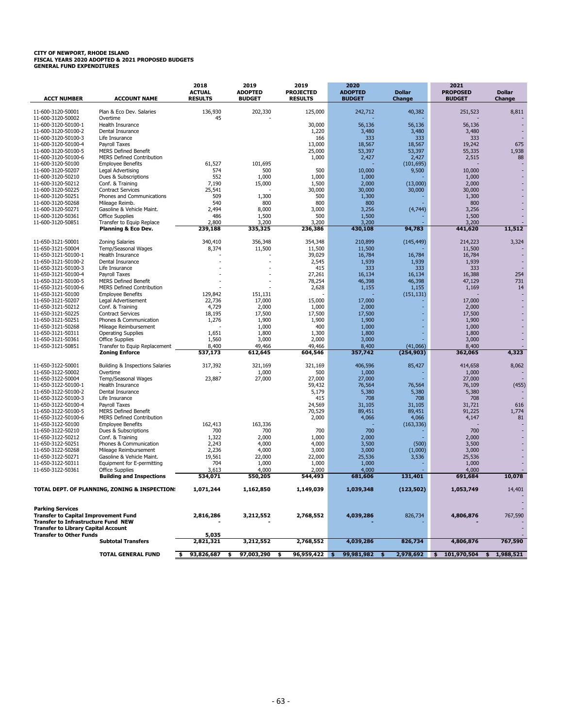**CITY OF NEWPORT, RHODE ISLAND**
**FISCAL YEARS 2020 ADOPTED & 2021 PROPOSED BUDGETS**
**GENERAL FUND EXPENDITURES**

| ACCT NUMBER | ACCOUNT NAME | 2018 ACTUAL RESULTS | 2019 ADOPTED BUDGET | 2019 PROJECTED RESULTS | 2020 ADOPTED BUDGET | Dollar Change | 2021 PROPOSED BUDGET | Dollar Change |
|---|---|---|---|---|---|---|---|---|
| 11-600-3120-50001 | Plan & Eco Dev. Salaries | 136,930 | 202,330 | 125,000 | 242,712 | 40,382 | 251,523 | 8,811 |
| 11-600-3120-50002 | Overtime | 45 | - | | - | - | - | - |
| 11-600-3120-50100-1 | Health Insurance | | | 30,000 | 56,136 | 56,136 | 56,136 | - |
| 11-600-3120-50100-2 | Dental Insurance | | | 1,220 | 3,480 | 3,480 | 3,480 | - |
| 11-600-3120-50100-3 | Life Insurance | | | 166 | 333 | 333 | 333 | - |
| 11-600-3120-50100-4 | Payroll Taxes | | | 13,000 | 18,567 | 18,567 | 19,242 | 675 |
| 11-600-3120-50100-5 | MERS Defined Benefit | | | 25,000 | 53,397 | 53,397 | 55,335 | 1,938 |
| 11-600-3120-50100-6 | MERS Defined Contribution | | | 1,000 | 2,427 | 2,427 | 2,515 | 88 |
| 11-600-3120-50100 | Employee Benefits | 61,527 | 101,695 | | - | (101,695) | - | - |
| 11-600-3120-50207 | Legal Advertising | 574 | 500 | 500 | 10,000 | 9,500 | 10,000 | - |
| 11-600-3120-50210 | Dues & Subscriptions | 552 | 1,000 | 1,000 | 1,000 | - | 1,000 | - |
| 11-600-3120-50212 | Conf. & Training | 7,190 | 15,000 | 1,500 | 2,000 | (13,000) | 2,000 | - |
| 11-600-3120-50225 | Contract Services | 25,541 | - | 30,000 | 30,000 | 30,000 | 30,000 | - |
| 11-600-3120-50251 | Phones and Communications | 509 | 1,300 | 500 | 1,300 | - | 1,300 | - |
| 11-600-3120-50268 | Mileage Reimb. | 540 | 800 | 800 | 800 | - | 800 | - |
| 11-600-3120-50271 | Gasoline & Vehicle Maint. | 2,494 | 8,000 | 3,000 | 3,256 | (4,744) | 3,256 | - |
| 11-600-3120-50361 | Office Supplies | 486 | 1,500 | 500 | 1,500 | - | 1,500 | - |
| 11-600-3120-50851 | Transfer to Equip Replace | 2,800 | 3,200 | 3,200 | 3,200 | - | 3,200 | - |
| | **Planning & Eco Dev.** | **239,188** | **335,325** | **236,386** | **430,108** | **94,783** | **441,620** | **11,512** |
| 11-650-3121-50001 | Zoning Salaries | 340,410 | 356,348 | 354,348 | 210,899 | (145,449) | 214,223 | 3,324 |
| 11-650-3121-50004 | Temp/Seasonal Wages | 8,374 | 11,500 | 11,500 | 11,500 | - | 11,500 | - |
| 11-650-3121-50100-1 | Health Insurance | - | - | 39,029 | 16,784 | 16,784 | 16,784 | - |
| 11-650-3121-50100-2 | Dental Insurance | - | - | 2,545 | 1,939 | 1,939 | 1,939 | - |
| 11-650-3121-50100-3 | Life Insurance | - | - | 415 | 333 | 333 | 333 | - |
| 11-650-3121-50100-4 | Payroll Taxes | - | - | 27,261 | 16,134 | 16,134 | 16,388 | 254 |
| 11-650-3121-50100-5 | MERS Defined Benefit | - | - | 78,254 | 46,398 | 46,398 | 47,129 | 731 |
| 11-650-3121-50100-6 | MERS Defined Contribution | - | - | 2,628 | 1,155 | 1,155 | 1,169 | 14 |
| 11-650-3121-50100 | Employee Benefits | 129,842 | 151,131 | - | - | (151,131) | - | - |
| 11-650-3121-50207 | Legal Advertisement | 22,736 | 17,000 | 15,000 | 17,000 | - | 17,000 | - |
| 11-650-3121-50212 | Conf. & Training | 4,729 | 2,000 | 1,000 | 2,000 | - | 2,000 | - |
| 11-650-3121-50225 | Contract Services | 18,195 | 17,500 | 17,500 | 17,500 | - | 17,500 | - |
| 11-650-3121-50251 | Phones & Communication | 1,276 | 1,900 | 1,900 | 1,900 | - | 1,900 | - |
| 11-650-3121-50268 | Mileage Reimbursement | - | 1,000 | 400 | 1,000 | - | 1,000 | - |
| 11-650-3121-50311 | Operating Supplies | 1,651 | 1,800 | 1,300 | 1,800 | - | 1,800 | - |
| 11-650-3121-50361 | Office Supplies | 1,560 | 3,000 | 2,000 | 3,000 | - | 3,000 | - |
| 11-650-3121-50851 | Transfer to Equip Replacement | 8,400 | 49,466 | 49,466 | 8,400 | (41,066) | 8,400 | - |
| | **Zoning Enforce** | **537,173** | **612,645** | **604,546** | **357,742** | **(254,903)** | **362,065** | **4,323** |
| 11-650-3122-50001 | Building & Inspections Salaries | 317,392 | 321,169 | 321,169 | 406,596 | 85,427 | 414,658 | 8,062 |
| 11-650-3122-50002 | Overtime | - | 1,000 | 500 | 1,000 | - | 1,000 | - |
| 11-650-3122-50004 | Temp/Seasonal Wages | 23,887 | 27,000 | 27,000 | 27,000 | - | 27,000 | - |
| 11-650-3122-50100-1 | Health Insurance | | | 59,432 | 76,564 | 76,564 | 76,109 | (455) |
| 11-650-3122-50100-2 | Dental Insurance | | | 5,179 | 5,380 | 5,380 | 5,380 | - |
| 11-650-3122-50100-3 | Life Insurance | | | 415 | 708 | 708 | 708 | - |
| 11-650-3122-50100-4 | Payroll Taxes | | | 24,569 | 31,105 | 31,105 | 31,721 | 616 |
| 11-650-3122-50100-5 | MERS Defined Benefit | | | 70,529 | 89,451 | 89,451 | 91,225 | 1,774 |
| 11-650-3122-50100-6 | MERS Defined Contribution | | | 2,000 | 4,066 | 4,066 | 4,147 | 81 |
| 11-650-3122-50100 | Employee Benefits | 162,413 | 163,336 | | - | (163,336) | - | - |
| 11-650-3122-50210 | Dues & Subscriptions | 700 | 700 | 700 | 700 | - | 700 | - |
| 11-650-3122-50212 | Conf. & Training | 1,322 | 2,000 | 1,000 | 2,000 | - | 2,000 | - |
| 11-650-3122-50251 | Phones & Communication | 2,243 | 4,000 | 4,000 | 3,500 | (500) | 3,500 | - |
| 11-650-3122-50268 | Mileage Reimbursement | 2,236 | 4,000 | 3,000 | 3,000 | (1,000) | 3,000 | - |
| 11-650-3122-50271 | Gasoline & Vehicle Maint. | 19,561 | 22,000 | 22,000 | 25,536 | 3,536 | 25,536 | - |
| 11-650-3122-50311 | Equipment for E-permitting | 704 | 1,000 | 1,000 | 1,000 | - | 1,000 | - |
| 11-650-3122-50361 | Office Supplies | 3,613 | 4,000 | 2,000 | 4,000 | - | 4,000 | - |
| | **Building and Inspections** | **534,071** | **550,205** | **544,493** | **681,606** | **131,401** | **691,684** | **10,078** |
| **TOTAL DEPT. OF PLANNING, ZONING & INSPECTIONS** | | **1,071,244** | **1,162,850** | **1,149,039** | **1,039,348** | **(123,502)** | **1,053,749** | 14,401 |
| | | | | | | | | - |
| **Parking Services** | | | | | | | | - |
| **Transfer to Capital Improvement Fund** | | **2,816,286** | **3,212,552** | **2,768,552** | **4,039,286** | 826,734 | **4,806,876** | 767,590 |
| **Transfer to Infrastructure Fund NEW** | | **-** | **-** | | **-** | - | **-** | - |
| **Transfer to Library Capital Account** | | | | | | | | - |
| **Transfer to Other Funds** | | **5,035** | | | | | | - |
| | **Subtotal Transfers** | **2,821,321** | **3,212,552** | **2,768,552** | **4,039,286** | **826,734** | **4,806,876** | **767,590** |
| | **TOTAL GENERAL FUND** | **$ 93,826,687** | **$ 97,003,290** | **$ 96,959,422** | **$ 99,981,982** | **$ 2,978,692** | **$ 101,970,504** | **$ 1,988,521** |